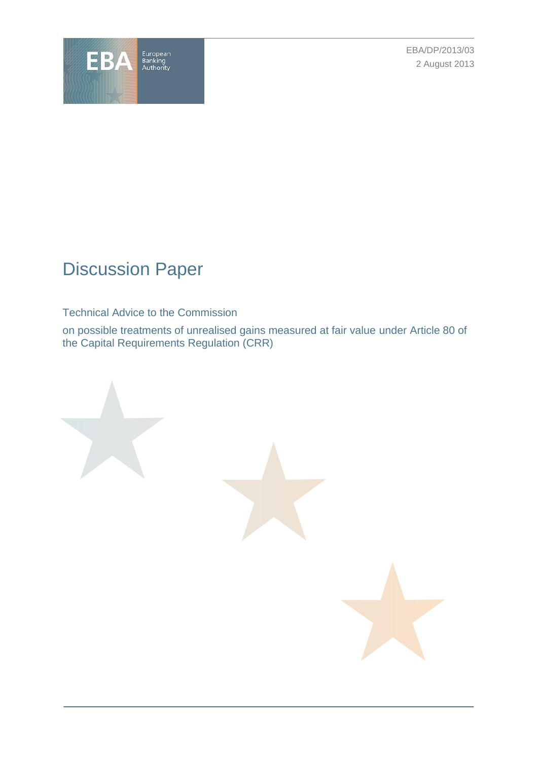EBA/DP/2013/03

2 August 2013

# Discussion Paper

Technical Advice to the Commission

on possible treatments of unrealised gains measured at fair value under Article 80 of the Capital Requirements Regulation (CRR)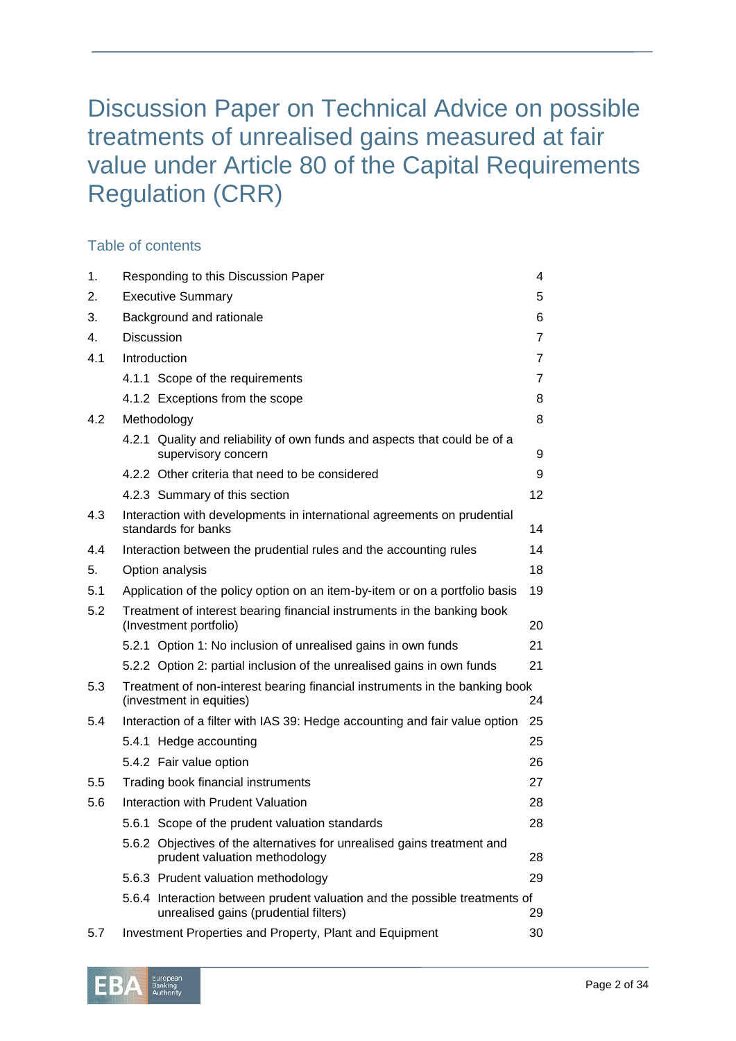# Discussion Paper on Technical Advice on possible treatments of unrealised gains measured at fair value under Article 80 of the Capital Requirements Regulation (CRR)

## Table of contents

| | | |
|---|---|---|
| 1. | Responding to this Discussion Paper | 4 |
| 2. | Executive Summary | 5 |
| 3. | Background and rationale | 6 |
| 4. | Discussion | 7 |
| 4.1 | Introduction | 7 |
| | 4.1.1 Scope of the requirements | 7 |
| | 4.1.2 Exceptions from the scope | 8 |
| 4.2 | Methodology | 8 |
| | 4.2.1 Quality and reliability of own funds and aspects that could be of a supervisory concern | 9 |
| | 4.2.2 Other criteria that need to be considered | 9 |
| | 4.2.3 Summary of this section | 12 |
| 4.3 | Interaction with developments in international agreements on prudential standards for banks | 14 |
| 4.4 | Interaction between the prudential rules and the accounting rules | 14 |
| 5. | Option analysis | 18 |
| 5.1 | Application of the policy option on an item-by-item or on a portfolio basis | 19 |
| 5.2 | Treatment of interest bearing financial instruments in the banking book (Investment portfolio) | 20 |
| | 5.2.1 Option 1: No inclusion of unrealised gains in own funds | 21 |
| | 5.2.2 Option 2: partial inclusion of the unrealised gains in own funds | 21 |
| 5.3 | Treatment of non-interest bearing financial instruments in the banking book (investment in equities) | 24 |
| 5.4 | Interaction of a filter with IAS 39: Hedge accounting and fair value option | 25 |
| | 5.4.1 Hedge accounting | 25 |
| | 5.4.2 Fair value option | 26 |
| 5.5 | Trading book financial instruments | 27 |
| 5.6 | Interaction with Prudent Valuation | 28 |
| | 5.6.1 Scope of the prudent valuation standards | 28 |
| | 5.6.2 Objectives of the alternatives for unrealised gains treatment and prudent valuation methodology | 28 |
| | 5.6.3 Prudent valuation methodology | 29 |
| | 5.6.4 Interaction between prudent valuation and the possible treatments of unrealised gains (prudential filters) | 29 |
| 5.7 | Investment Properties and Property, Plant and Equipment | 30 |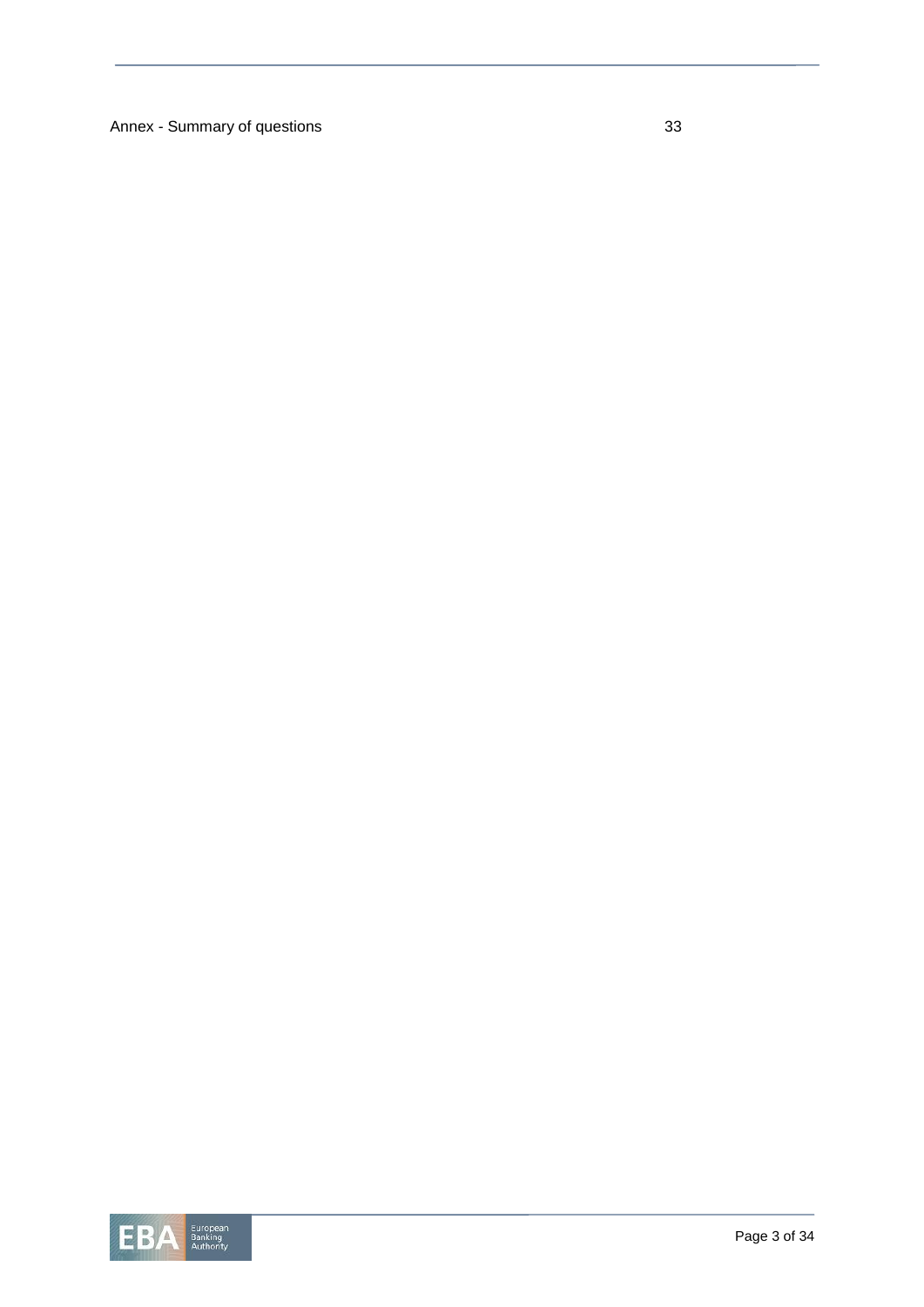Annex - Summary of questions 33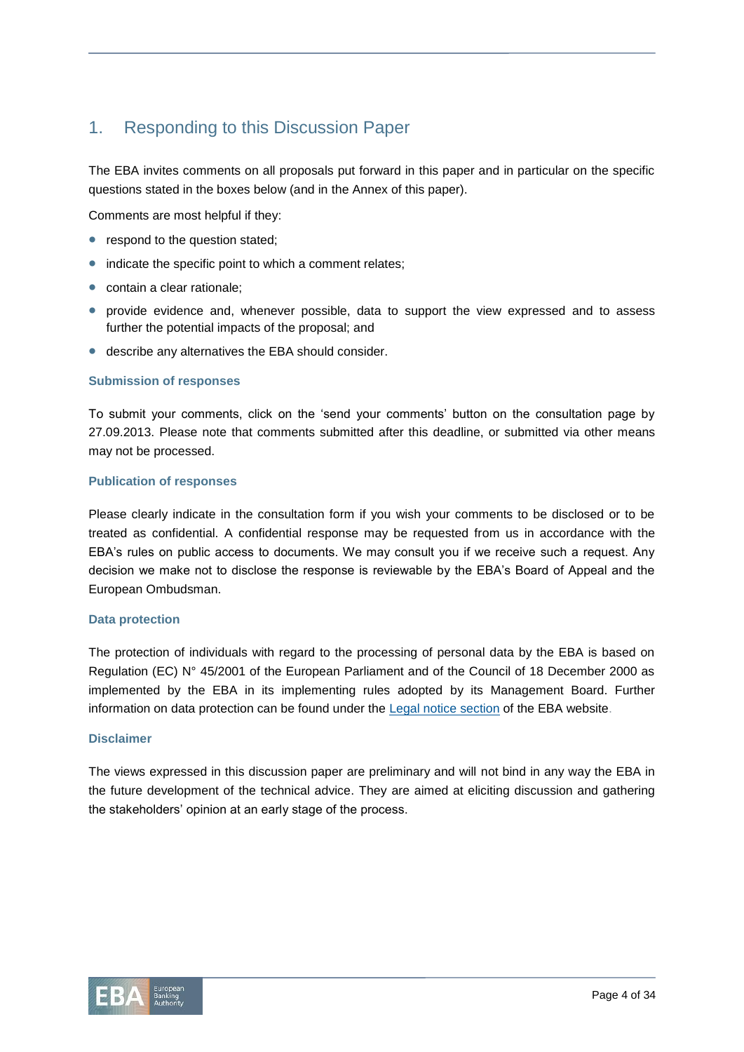# 1. Responding to this Discussion Paper

The EBA invites comments on all proposals put forward in this paper and in particular on the specific questions stated in the boxes below (and in the Annex of this paper).

Comments are most helpful if they:

- respond to the question stated;
- indicate the specific point to which a comment relates;
- contain a clear rationale;
- provide evidence and, whenever possible, data to support the view expressed and to assess further the potential impacts of the proposal; and
- describe any alternatives the EBA should consider.

### Submission of responses

To submit your comments, click on the 'send your comments' button on the consultation page by 27.09.2013. Please note that comments submitted after this deadline, or submitted via other means may not be processed.

### Publication of responses

Please clearly indicate in the consultation form if you wish your comments to be disclosed or to be treated as confidential. A confidential response may be requested from us in accordance with the EBA's rules on public access to documents. We may consult you if we receive such a request. Any decision we make not to disclose the response is reviewable by the EBA's Board of Appeal and the European Ombudsman.

### Data protection

The protection of individuals with regard to the processing of personal data by the EBA is based on Regulation (EC) N° 45/2001 of the European Parliament and of the Council of 18 December 2000 as implemented by the EBA in its implementing rules adopted by its Management Board. Further information on data protection can be found under the Legal notice section of the EBA website.

### Disclaimer

The views expressed in this discussion paper are preliminary and will not bind in any way the EBA in the future development of the technical advice. They are aimed at eliciting discussion and gathering the stakeholders' opinion at an early stage of the process.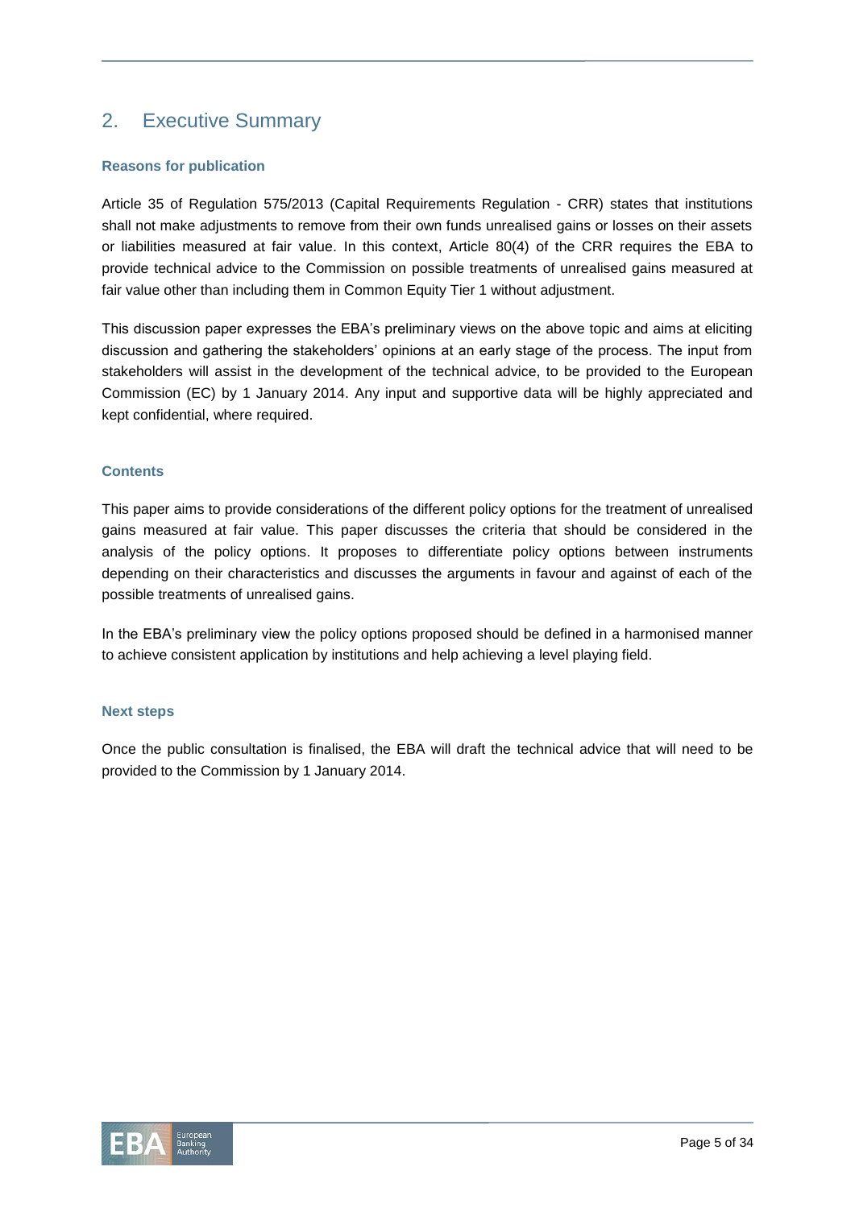## 2. Executive Summary

### Reasons for publication

Article 35 of Regulation 575/2013 (Capital Requirements Regulation - CRR) states that institutions shall not make adjustments to remove from their own funds unrealised gains or losses on their assets or liabilities measured at fair value. In this context, Article 80(4) of the CRR requires the EBA to provide technical advice to the Commission on possible treatments of unrealised gains measured at fair value other than including them in Common Equity Tier 1 without adjustment.

This discussion paper expresses the EBA's preliminary views on the above topic and aims at eliciting discussion and gathering the stakeholders' opinions at an early stage of the process. The input from stakeholders will assist in the development of the technical advice, to be provided to the European Commission (EC) by 1 January 2014. Any input and supportive data will be highly appreciated and kept confidential, where required.

### Contents

This paper aims to provide considerations of the different policy options for the treatment of unrealised gains measured at fair value. This paper discusses the criteria that should be considered in the analysis of the policy options. It proposes to differentiate policy options between instruments depending on their characteristics and discusses the arguments in favour and against of each of the possible treatments of unrealised gains.

In the EBA's preliminary view the policy options proposed should be defined in a harmonised manner to achieve consistent application by institutions and help achieving a level playing field.

### Next steps

Once the public consultation is finalised, the EBA will draft the technical advice that will need to be provided to the Commission by 1 January 2014.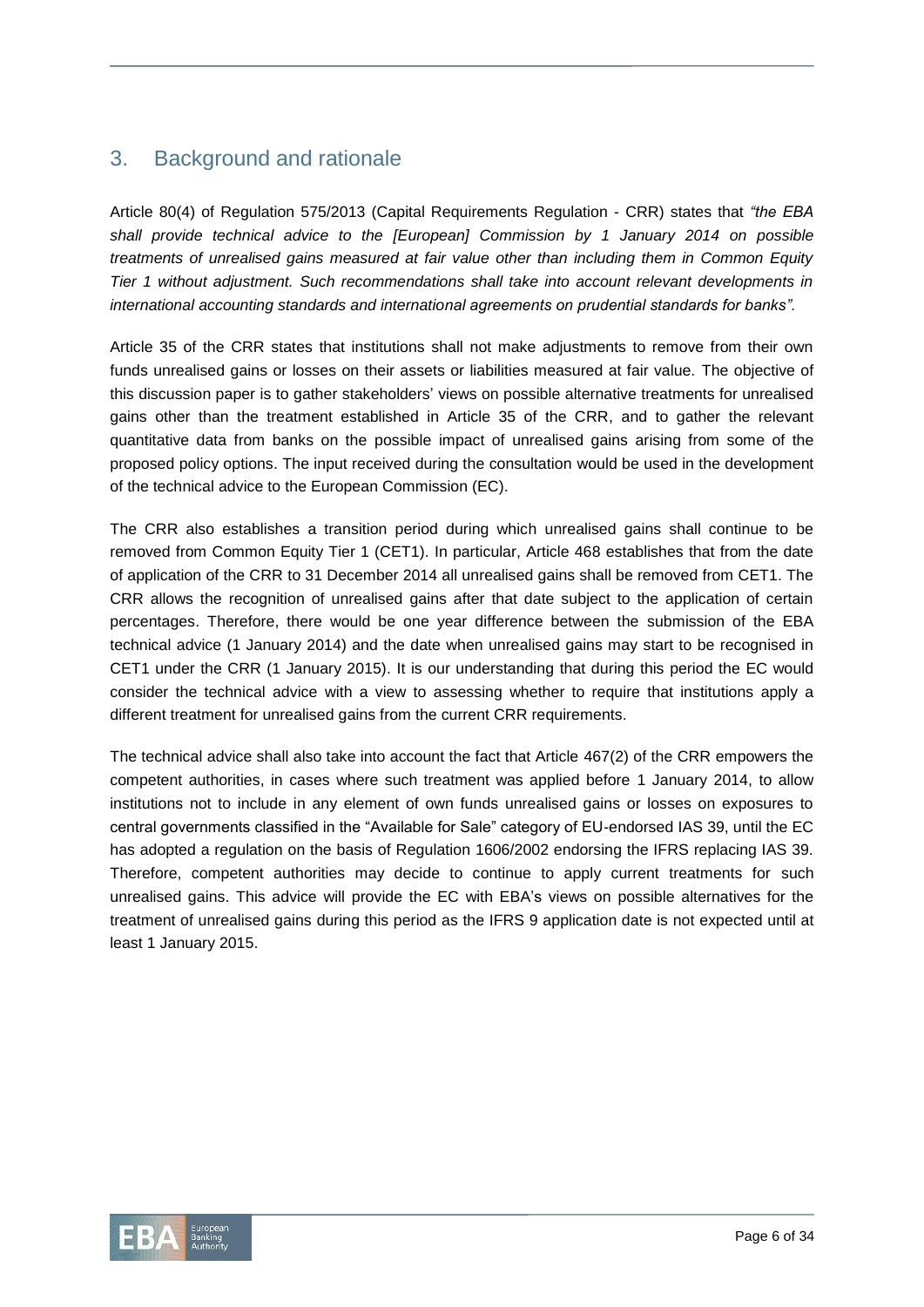## 3. Background and rationale

Article 80(4) of Regulation 575/2013 (Capital Requirements Regulation - CRR) states that *"the EBA shall provide technical advice to the [European] Commission by 1 January 2014 on possible treatments of unrealised gains measured at fair value other than including them in Common Equity Tier 1 without adjustment. Such recommendations shall take into account relevant developments in international accounting standards and international agreements on prudential standards for banks"*.

Article 35 of the CRR states that institutions shall not make adjustments to remove from their own funds unrealised gains or losses on their assets or liabilities measured at fair value. The objective of this discussion paper is to gather stakeholders' views on possible alternative treatments for unrealised gains other than the treatment established in Article 35 of the CRR, and to gather the relevant quantitative data from banks on the possible impact of unrealised gains arising from some of the proposed policy options. The input received during the consultation would be used in the development of the technical advice to the European Commission (EC).

The CRR also establishes a transition period during which unrealised gains shall continue to be removed from Common Equity Tier 1 (CET1). In particular, Article 468 establishes that from the date of application of the CRR to 31 December 2014 all unrealised gains shall be removed from CET1. The CRR allows the recognition of unrealised gains after that date subject to the application of certain percentages. Therefore, there would be one year difference between the submission of the EBA technical advice (1 January 2014) and the date when unrealised gains may start to be recognised in CET1 under the CRR (1 January 2015). It is our understanding that during this period the EC would consider the technical advice with a view to assessing whether to require that institutions apply a different treatment for unrealised gains from the current CRR requirements.

The technical advice shall also take into account the fact that Article 467(2) of the CRR empowers the competent authorities, in cases where such treatment was applied before 1 January 2014, to allow institutions not to include in any element of own funds unrealised gains or losses on exposures to central governments classified in the "Available for Sale" category of EU-endorsed IAS 39, until the EC has adopted a regulation on the basis of Regulation 1606/2002 endorsing the IFRS replacing IAS 39. Therefore, competent authorities may decide to continue to apply current treatments for such unrealised gains. This advice will provide the EC with EBA's views on possible alternatives for the treatment of unrealised gains during this period as the IFRS 9 application date is not expected until at least 1 January 2015.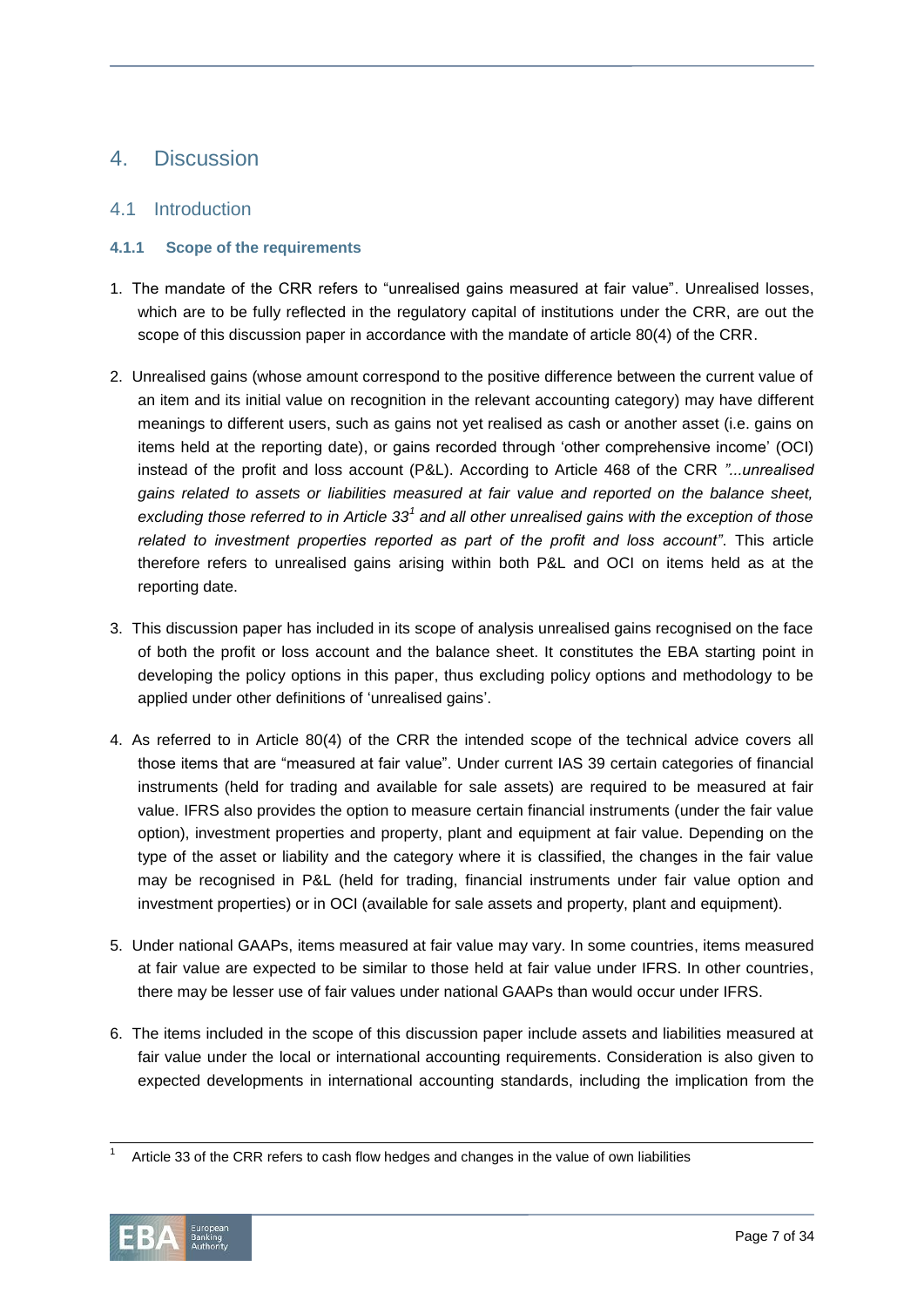# 4. Discussion

## 4.1 Introduction

### 4.1.1 Scope of the requirements

1. The mandate of the CRR refers to "unrealised gains measured at fair value". Unrealised losses, which are to be fully reflected in the regulatory capital of institutions under the CRR, are out the scope of this discussion paper in accordance with the mandate of article 80(4) of the CRR.

2. Unrealised gains (whose amount correspond to the positive difference between the current value of an item and its initial value on recognition in the relevant accounting category) may have different meanings to different users, such as gains not yet realised as cash or another asset (i.e. gains on items held at the reporting date), or gains recorded through 'other comprehensive income' (OCI) instead of the profit and loss account (P&L). According to Article 468 of the CRR *"...unrealised gains related to assets or liabilities measured at fair value and reported on the balance sheet, excluding those referred to in Article 33*[1] *and all other unrealised gains with the exception of those related to investment properties reported as part of the profit and loss account"*. This article therefore refers to unrealised gains arising within both P&L and OCI on items held as at the reporting date.

3. This discussion paper has included in its scope of analysis unrealised gains recognised on the face of both the profit or loss account and the balance sheet. It constitutes the EBA starting point in developing the policy options in this paper, thus excluding policy options and methodology to be applied under other definitions of 'unrealised gains'.

4. As referred to in Article 80(4) of the CRR the intended scope of the technical advice covers all those items that are "measured at fair value". Under current IAS 39 certain categories of financial instruments (held for trading and available for sale assets) are required to be measured at fair value. IFRS also provides the option to measure certain financial instruments (under the fair value option), investment properties and property, plant and equipment at fair value. Depending on the type of the asset or liability and the category where it is classified, the changes in the fair value may be recognised in P&L (held for trading, financial instruments under fair value option and investment properties) or in OCI (available for sale assets and property, plant and equipment).

5. Under national GAAPs, items measured at fair value may vary. In some countries, items measured at fair value are expected to be similar to those held at fair value under IFRS. In other countries, there may be lesser use of fair values under national GAAPs than would occur under IFRS.

6. The items included in the scope of this discussion paper include assets and liabilities measured at fair value under the local or international accounting requirements. Consideration is also given to expected developments in international accounting standards, including the implication from the

[1] Article 33 of the CRR refers to cash flow hedges and changes in the value of own liabilities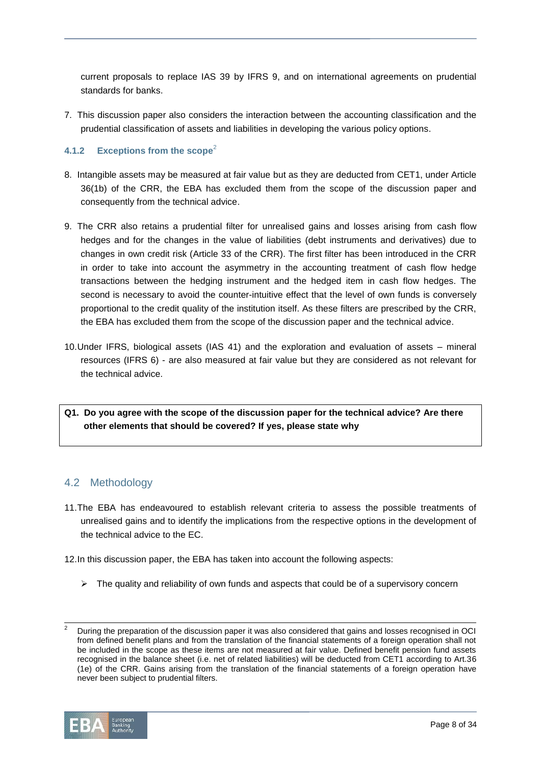current proposals to replace IAS 39 by IFRS 9, and on international agreements on prudential standards for banks.

7. This discussion paper also considers the interaction between the accounting classification and the prudential classification of assets and liabilities in developing the various policy options.

### 4.1.2 Exceptions from the scope[2]

8. Intangible assets may be measured at fair value but as they are deducted from CET1, under Article 36(1b) of the CRR, the EBA has excluded them from the scope of the discussion paper and consequently from the technical advice.

9. The CRR also retains a prudential filter for unrealised gains and losses arising from cash flow hedges and for the changes in the value of liabilities (debt instruments and derivatives) due to changes in own credit risk (Article 33 of the CRR). The first filter has been introduced in the CRR in order to take into account the asymmetry in the accounting treatment of cash flow hedge transactions between the hedging instrument and the hedged item in cash flow hedges. The second is necessary to avoid the counter-intuitive effect that the level of own funds is conversely proportional to the credit quality of the institution itself. As these filters are prescribed by the CRR, the EBA has excluded them from the scope of the discussion paper and the technical advice.

10. Under IFRS, biological assets (IAS 41) and the exploration and evaluation of assets – mineral resources (IFRS 6) - are also measured at fair value but they are considered as not relevant for the technical advice.

**Q1. Do you agree with the scope of the discussion paper for the technical advice? Are there other elements that should be covered? If yes, please state why**

## 4.2 Methodology

11. The EBA has endeavoured to establish relevant criteria to assess the possible treatments of unrealised gains and to identify the implications from the respective options in the development of the technical advice to the EC.

12. In this discussion paper, the EBA has taken into account the following aspects:

   - The quality and reliability of own funds and aspects that could be of a supervisory concern

[2] During the preparation of the discussion paper it was also considered that gains and losses recognised in OCI from defined benefit plans and from the translation of the financial statements of a foreign operation shall not be included in the scope as these items are not measured at fair value. Defined benefit pension fund assets recognised in the balance sheet (i.e. net of related liabilities) will be deducted from CET1 according to Art.36 (1e) of the CRR. Gains arising from the translation of the financial statements of a foreign operation have never been subject to prudential filters.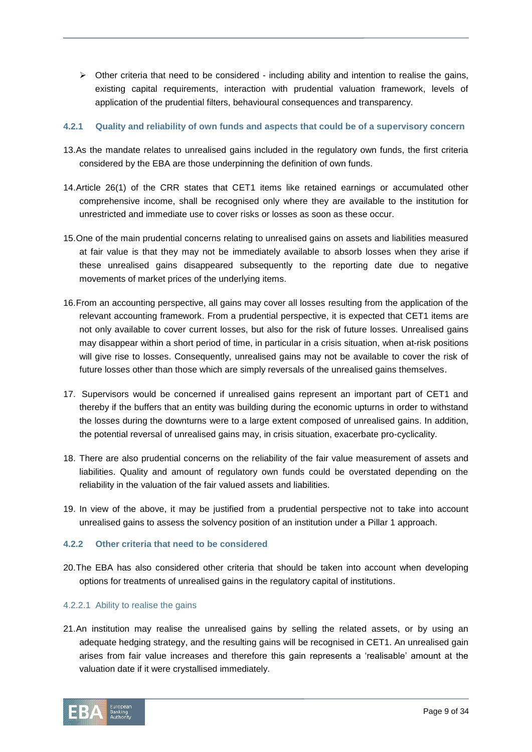- Other criteria that need to be considered - including ability and intention to realise the gains, existing capital requirements, interaction with prudential valuation framework, levels of application of the prudential filters, behavioural consequences and transparency.

### 4.2.1 Quality and reliability of own funds and aspects that could be of a supervisory concern

13. As the mandate relates to unrealised gains included in the regulatory own funds, the first criteria considered by the EBA are those underpinning the definition of own funds.

14. Article 26(1) of the CRR states that CET1 items like retained earnings or accumulated other comprehensive income, shall be recognised only where they are available to the institution for unrestricted and immediate use to cover risks or losses as soon as these occur.

15. One of the main prudential concerns relating to unrealised gains on assets and liabilities measured at fair value is that they may not be immediately available to absorb losses when they arise if these unrealised gains disappeared subsequently to the reporting date due to negative movements of market prices of the underlying items.

16. From an accounting perspective, all gains may cover all losses resulting from the application of the relevant accounting framework. From a prudential perspective, it is expected that CET1 items are not only available to cover current losses, but also for the risk of future losses. Unrealised gains may disappear within a short period of time, in particular in a crisis situation, when at-risk positions will give rise to losses. Consequently, unrealised gains may not be available to cover the risk of future losses other than those which are simply reversals of the unrealised gains themselves.

17. Supervisors would be concerned if unrealised gains represent an important part of CET1 and thereby if the buffers that an entity was building during the economic upturns in order to withstand the losses during the downturns were to a large extent composed of unrealised gains. In addition, the potential reversal of unrealised gains may, in crisis situation, exacerbate pro-cyclicality.

18. There are also prudential concerns on the reliability of the fair value measurement of assets and liabilities. Quality and amount of regulatory own funds could be overstated depending on the reliability in the valuation of the fair valued assets and liabilities.

19. In view of the above, it may be justified from a prudential perspective not to take into account unrealised gains to assess the solvency position of an institution under a Pillar 1 approach.

### 4.2.2 Other criteria that need to be considered

20. The EBA has also considered other criteria that should be taken into account when developing options for treatments of unrealised gains in the regulatory capital of institutions.

#### 4.2.2.1 Ability to realise the gains

21. An institution may realise the unrealised gains by selling the related assets, or by using an adequate hedging strategy, and the resulting gains will be recognised in CET1. An unrealised gain arises from fair value increases and therefore this gain represents a 'realisable' amount at the valuation date if it were crystallised immediately.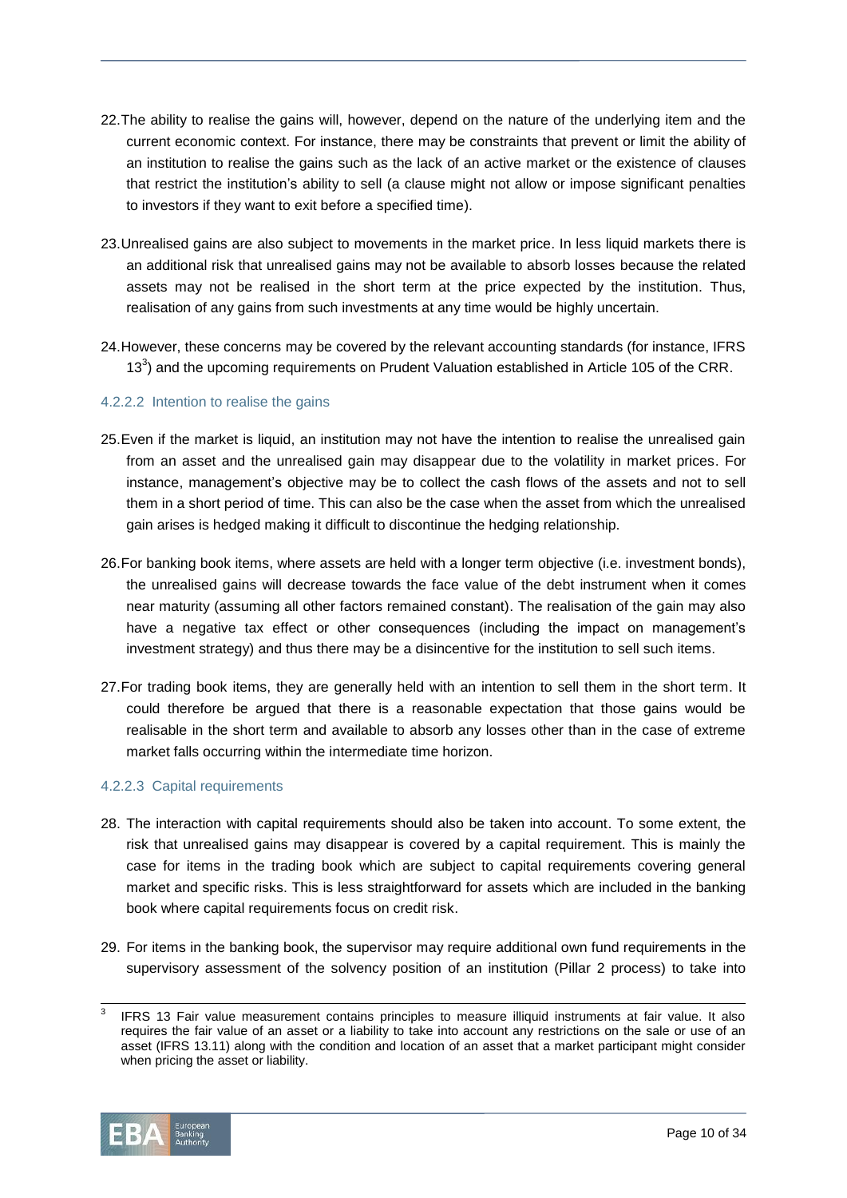22. The ability to realise the gains will, however, depend on the nature of the underlying item and the current economic context. For instance, there may be constraints that prevent or limit the ability of an institution to realise the gains such as the lack of an active market or the existence of clauses that restrict the institution's ability to sell (a clause might not allow or impose significant penalties to investors if they want to exit before a specified time).

23. Unrealised gains are also subject to movements in the market price. In less liquid markets there is an additional risk that unrealised gains may not be available to absorb losses because the related assets may not be realised in the short term at the price expected by the institution. Thus, realisation of any gains from such investments at any time would be highly uncertain.

24. However, these concerns may be covered by the relevant accounting standards (for instance, IFRS 13[3]) and the upcoming requirements on Prudent Valuation established in Article 105 of the CRR.

#### 4.2.2.2 Intention to realise the gains

25. Even if the market is liquid, an institution may not have the intention to realise the unrealised gain from an asset and the unrealised gain may disappear due to the volatility in market prices. For instance, management's objective may be to collect the cash flows of the assets and not to sell them in a short period of time. This can also be the case when the asset from which the unrealised gain arises is hedged making it difficult to discontinue the hedging relationship.

26. For banking book items, where assets are held with a longer term objective (i.e. investment bonds), the unrealised gains will decrease towards the face value of the debt instrument when it comes near maturity (assuming all other factors remained constant). The realisation of the gain may also have a negative tax effect or other consequences (including the impact on management's investment strategy) and thus there may be a disincentive for the institution to sell such items.

27. For trading book items, they are generally held with an intention to sell them in the short term. It could therefore be argued that there is a reasonable expectation that those gains would be realisable in the short term and available to absorb any losses other than in the case of extreme market falls occurring within the intermediate time horizon.

#### 4.2.2.3 Capital requirements

28. The interaction with capital requirements should also be taken into account. To some extent, the risk that unrealised gains may disappear is covered by a capital requirement. This is mainly the case for items in the trading book which are subject to capital requirements covering general market and specific risks. This is less straightforward for assets which are included in the banking book where capital requirements focus on credit risk.

29. For items in the banking book, the supervisor may require additional own fund requirements in the supervisory assessment of the solvency position of an institution (Pillar 2 process) to take into

---

[3] IFRS 13 Fair value measurement contains principles to measure illiquid instruments at fair value. It also requires the fair value of an asset or a liability to take into account any restrictions on the sale or use of an asset (IFRS 13.11) along with the condition and location of an asset that a market participant might consider when pricing the asset or liability.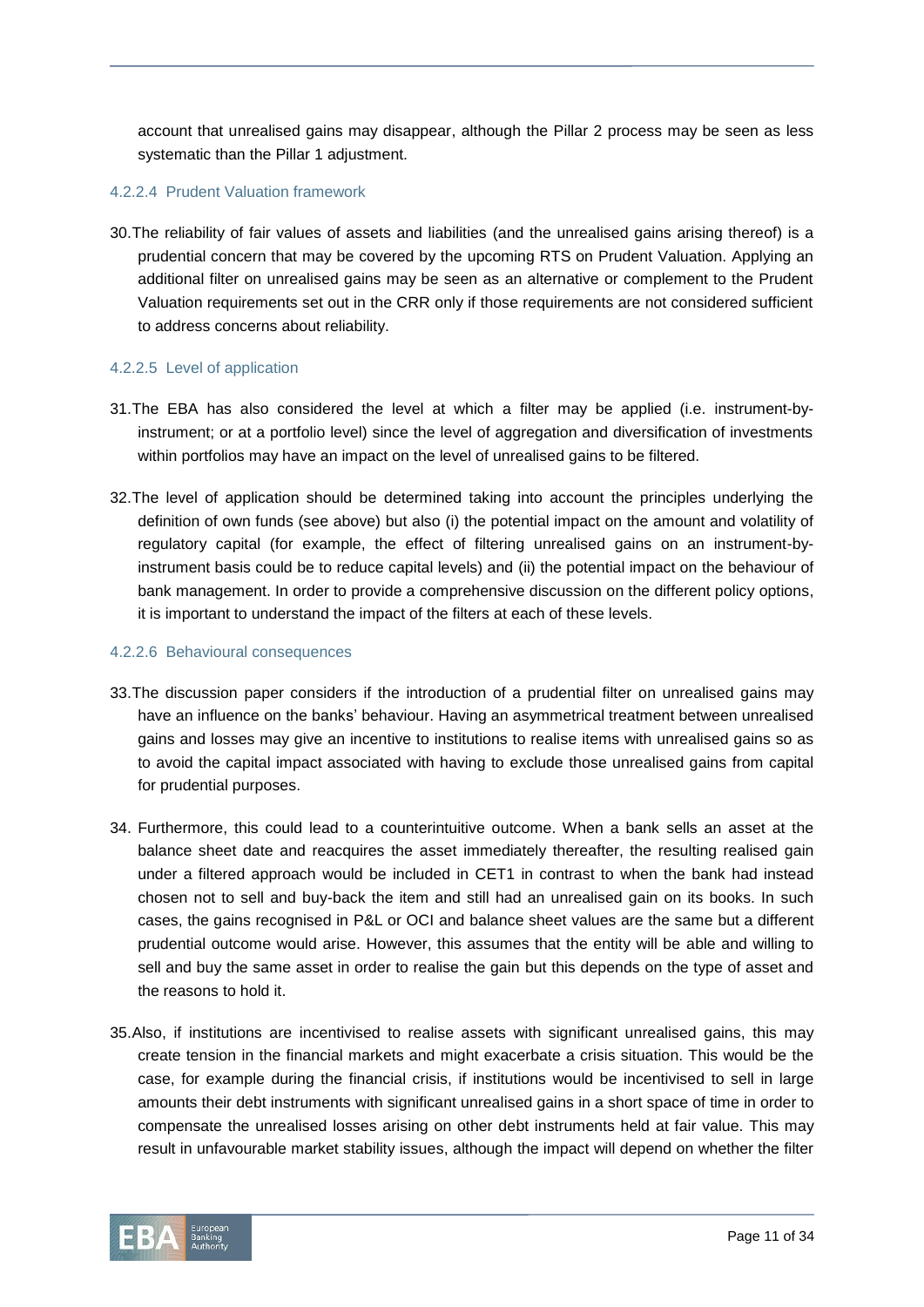account that unrealised gains may disappear, although the Pillar 2 process may be seen as less systematic than the Pillar 1 adjustment.

#### 4.2.2.4 Prudent Valuation framework

30. The reliability of fair values of assets and liabilities (and the unrealised gains arising thereof) is a prudential concern that may be covered by the upcoming RTS on Prudent Valuation. Applying an additional filter on unrealised gains may be seen as an alternative or complement to the Prudent Valuation requirements set out in the CRR only if those requirements are not considered sufficient to address concerns about reliability.

#### 4.2.2.5 Level of application

31. The EBA has also considered the level at which a filter may be applied (i.e. instrument-by-instrument; or at a portfolio level) since the level of aggregation and diversification of investments within portfolios may have an impact on the level of unrealised gains to be filtered.

32. The level of application should be determined taking into account the principles underlying the definition of own funds (see above) but also (i) the potential impact on the amount and volatility of regulatory capital (for example, the effect of filtering unrealised gains on an instrument-by-instrument basis could be to reduce capital levels) and (ii) the potential impact on the behaviour of bank management. In order to provide a comprehensive discussion on the different policy options, it is important to understand the impact of the filters at each of these levels.

#### 4.2.2.6 Behavioural consequences

33. The discussion paper considers if the introduction of a prudential filter on unrealised gains may have an influence on the banks' behaviour. Having an asymmetrical treatment between unrealised gains and losses may give an incentive to institutions to realise items with unrealised gains so as to avoid the capital impact associated with having to exclude those unrealised gains from capital for prudential purposes.

34. Furthermore, this could lead to a counterintuitive outcome. When a bank sells an asset at the balance sheet date and reacquires the asset immediately thereafter, the resulting realised gain under a filtered approach would be included in CET1 in contrast to when the bank had instead chosen not to sell and buy-back the item and still had an unrealised gain on its books. In such cases, the gains recognised in P&L or OCI and balance sheet values are the same but a different prudential outcome would arise. However, this assumes that the entity will be able and willing to sell and buy the same asset in order to realise the gain but this depends on the type of asset and the reasons to hold it.

35. Also, if institutions are incentivised to realise assets with significant unrealised gains, this may create tension in the financial markets and might exacerbate a crisis situation. This would be the case, for example during the financial crisis, if institutions would be incentivised to sell in large amounts their debt instruments with significant unrealised gains in a short space of time in order to compensate the unrealised losses arising on other debt instruments held at fair value. This may result in unfavourable market stability issues, although the impact will depend on whether the filter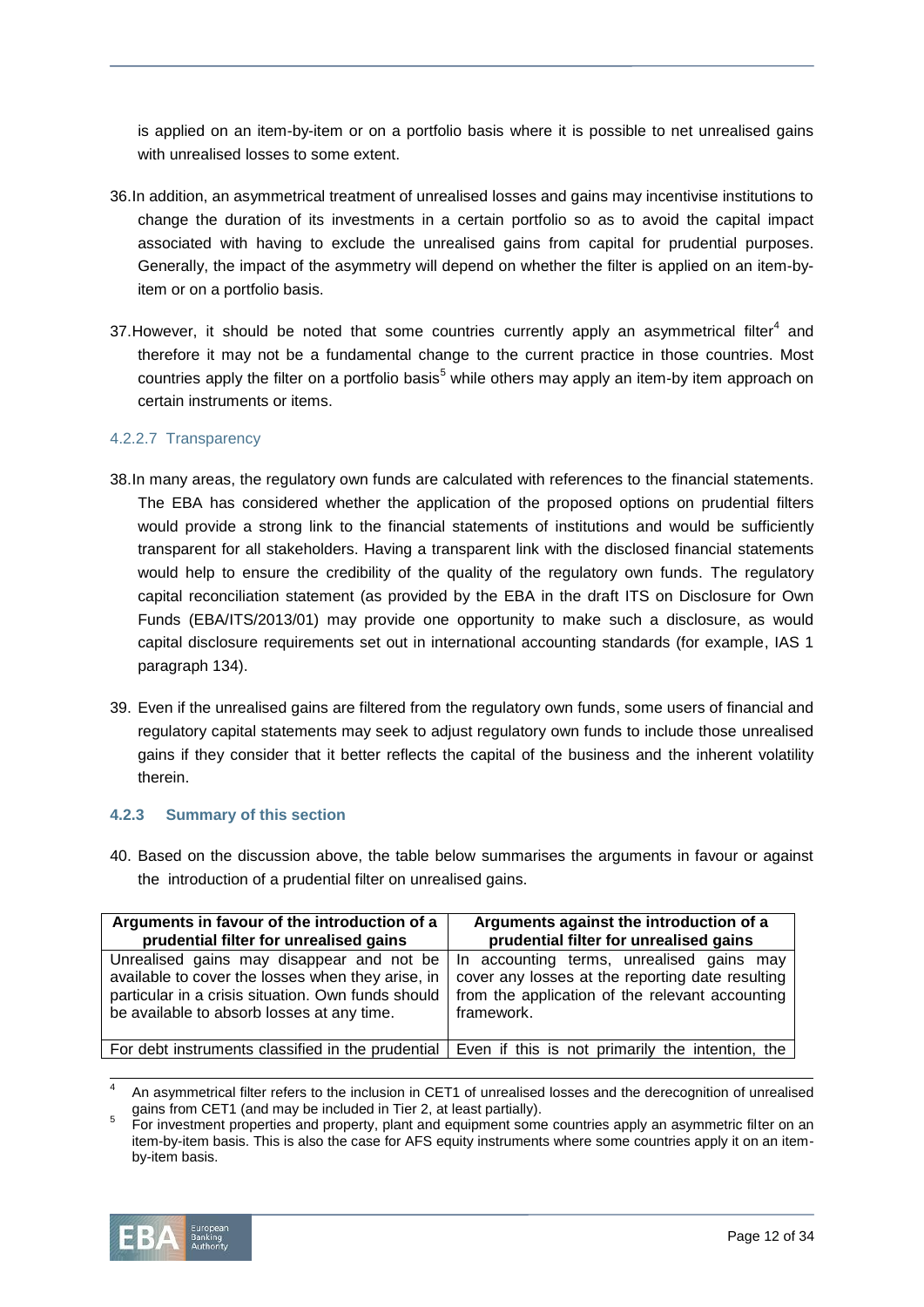is applied on an item-by-item or on a portfolio basis where it is possible to net unrealised gains with unrealised losses to some extent.

36. In addition, an asymmetrical treatment of unrealised losses and gains may incentivise institutions to change the duration of its investments in a certain portfolio so as to avoid the capital impact associated with having to exclude the unrealised gains from capital for prudential purposes. Generally, the impact of the asymmetry will depend on whether the filter is applied on an item-by-item or on a portfolio basis.

37. However, it should be noted that some countries currently apply an asymmetrical filter[4] and therefore it may not be a fundamental change to the current practice in those countries. Most countries apply the filter on a portfolio basis[5] while others may apply an item-by item approach on certain instruments or items.

#### 4.2.2.7 Transparency

38. In many areas, the regulatory own funds are calculated with references to the financial statements. The EBA has considered whether the application of the proposed options on prudential filters would provide a strong link to the financial statements of institutions and would be sufficiently transparent for all stakeholders. Having a transparent link with the disclosed financial statements would help to ensure the credibility of the quality of the regulatory own funds. The regulatory capital reconciliation statement (as provided by the EBA in the draft ITS on Disclosure for Own Funds (EBA/ITS/2013/01) may provide one opportunity to make such a disclosure, as would capital disclosure requirements set out in international accounting standards (for example, IAS 1 paragraph 134).

39. Even if the unrealised gains are filtered from the regulatory own funds, some users of financial and regulatory capital statements may seek to adjust regulatory own funds to include those unrealised gains if they consider that it better reflects the capital of the business and the inherent volatility therein.

### 4.2.3 Summary of this section

40. Based on the discussion above, the table below summarises the arguments in favour or against the introduction of a prudential filter on unrealised gains.

| Arguments in favour of the introduction of a prudential filter for unrealised gains | Arguments against the introduction of a prudential filter for unrealised gains |
|---|---|
| Unrealised gains may disappear and not be available to cover the losses when they arise, in particular in a crisis situation. Own funds should be available to absorb losses at any time. | In accounting terms, unrealised gains may cover any losses at the reporting date resulting from the application of the relevant accounting framework. |
| For debt instruments classified in the prudential | Even if this is not primarily the intention, the |

[4] An asymmetrical filter refers to the inclusion in CET1 of unrealised losses and the derecognition of unrealised gains from CET1 (and may be included in Tier 2, at least partially).

[5] For investment properties and property, plant and equipment some countries apply an asymmetric filter on an item-by-item basis. This is also the case for AFS equity instruments where some countries apply it on an item-by-item basis.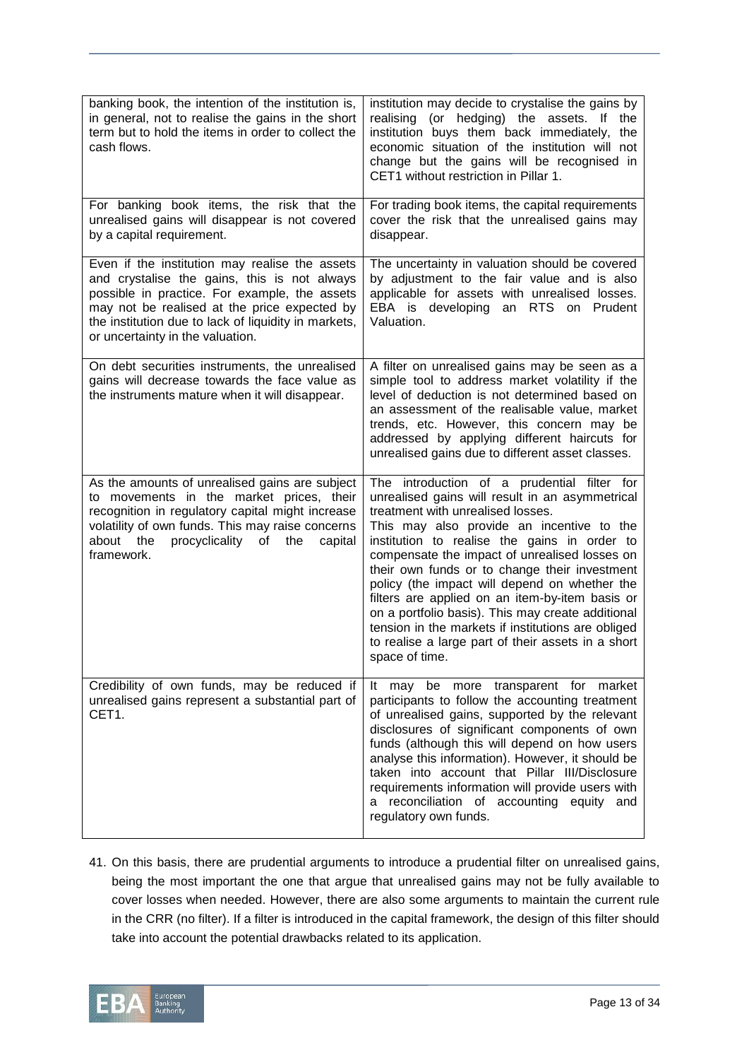| | |
|---|---|
| banking book, the intention of the institution is, in general, not to realise the gains in the short term but to hold the items in order to collect the cash flows. | institution may decide to crystalise the gains by realising (or hedging) the assets. If the institution buys them back immediately, the economic situation of the institution will not change but the gains will be recognised in CET1 without restriction in Pillar 1. |
| For banking book items, the risk that the unrealised gains will disappear is not covered by a capital requirement. | For trading book items, the capital requirements cover the risk that the unrealised gains may disappear. |
| Even if the institution may realise the assets and crystalise the gains, this is not always possible in practice. For example, the assets may not be realised at the price expected by the institution due to lack of liquidity in markets, or uncertainty in the valuation. | The uncertainty in valuation should be covered by adjustment to the fair value and is also applicable for assets with unrealised losses. EBA is developing an RTS on Prudent Valuation. |
| On debt securities instruments, the unrealised gains will decrease towards the face value as the instruments mature when it will disappear. | A filter on unrealised gains may be seen as a simple tool to address market volatility if the level of deduction is not determined based on an assessment of the realisable value, market trends, etc. However, this concern may be addressed by applying different haircuts for unrealised gains due to different asset classes. |
| As the amounts of unrealised gains are subject to movements in the market prices, their recognition in regulatory capital might increase volatility of own funds. This may raise concerns about the procyclicality of the capital framework. | The introduction of a prudential filter for unrealised gains will result in an asymmetrical treatment with unrealised losses.<br>This may also provide an incentive to the institution to realise the gains in order to compensate the impact of unrealised losses on their own funds or to change their investment policy (the impact will depend on whether the filters are applied on an item-by-item basis or on a portfolio basis). This may create additional tension in the markets if institutions are obliged to realise a large part of their assets in a short space of time. |
| Credibility of own funds, may be reduced if unrealised gains represent a substantial part of CET1. | It may be more transparent for market participants to follow the accounting treatment of unrealised gains, supported by the relevant disclosures of significant components of own funds (although this will depend on how users analyse this information). However, it should be taken into account that Pillar III/Disclosure requirements information will provide users with a reconciliation of accounting equity and regulatory own funds. |

41. On this basis, there are prudential arguments to introduce a prudential filter on unrealised gains, being the most important the one that argue that unrealised gains may not be fully available to cover losses when needed. However, there are also some arguments to maintain the current rule in the CRR (no filter). If a filter is introduced in the capital framework, the design of this filter should take into account the potential drawbacks related to its application.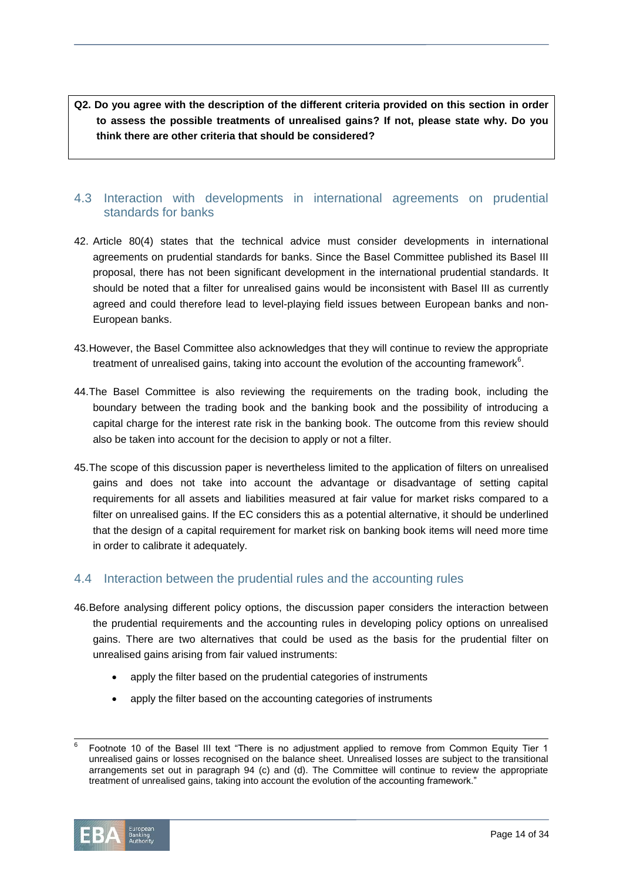**Q2. Do you agree with the description of the different criteria provided on this section in order to assess the possible treatments of unrealised gains? If not, please state why. Do you think there are other criteria that should be considered?**

## 4.3 Interaction with developments in international agreements on prudential standards for banks

42. Article 80(4) states that the technical advice must consider developments in international agreements on prudential standards for banks. Since the Basel Committee published its Basel III proposal, there has not been significant development in the international prudential standards. It should be noted that a filter for unrealised gains would be inconsistent with Basel III as currently agreed and could therefore lead to level-playing field issues between European banks and non-European banks.

43. However, the Basel Committee also acknowledges that they will continue to review the appropriate treatment of unrealised gains, taking into account the evolution of the accounting framework[6].

44. The Basel Committee is also reviewing the requirements on the trading book, including the boundary between the trading book and the banking book and the possibility of introducing a capital charge for the interest rate risk in the banking book. The outcome from this review should also be taken into account for the decision to apply or not a filter.

45. The scope of this discussion paper is nevertheless limited to the application of filters on unrealised gains and does not take into account the advantage or disadvantage of setting capital requirements for all assets and liabilities measured at fair value for market risks compared to a filter on unrealised gains. If the EC considers this as a potential alternative, it should be underlined that the design of a capital requirement for market risk on banking book items will need more time in order to calibrate it adequately.

## 4.4 Interaction between the prudential rules and the accounting rules

46. Before analysing different policy options, the discussion paper considers the interaction between the prudential requirements and the accounting rules in developing policy options on unrealised gains. There are two alternatives that could be used as the basis for the prudential filter on unrealised gains arising from fair valued instruments:

- apply the filter based on the prudential categories of instruments
- apply the filter based on the accounting categories of instruments

[6] Footnote 10 of the Basel III text "There is no adjustment applied to remove from Common Equity Tier 1 unrealised gains or losses recognised on the balance sheet. Unrealised losses are subject to the transitional arrangements set out in paragraph 94 (c) and (d). The Committee will continue to review the appropriate treatment of unrealised gains, taking into account the evolution of the accounting framework."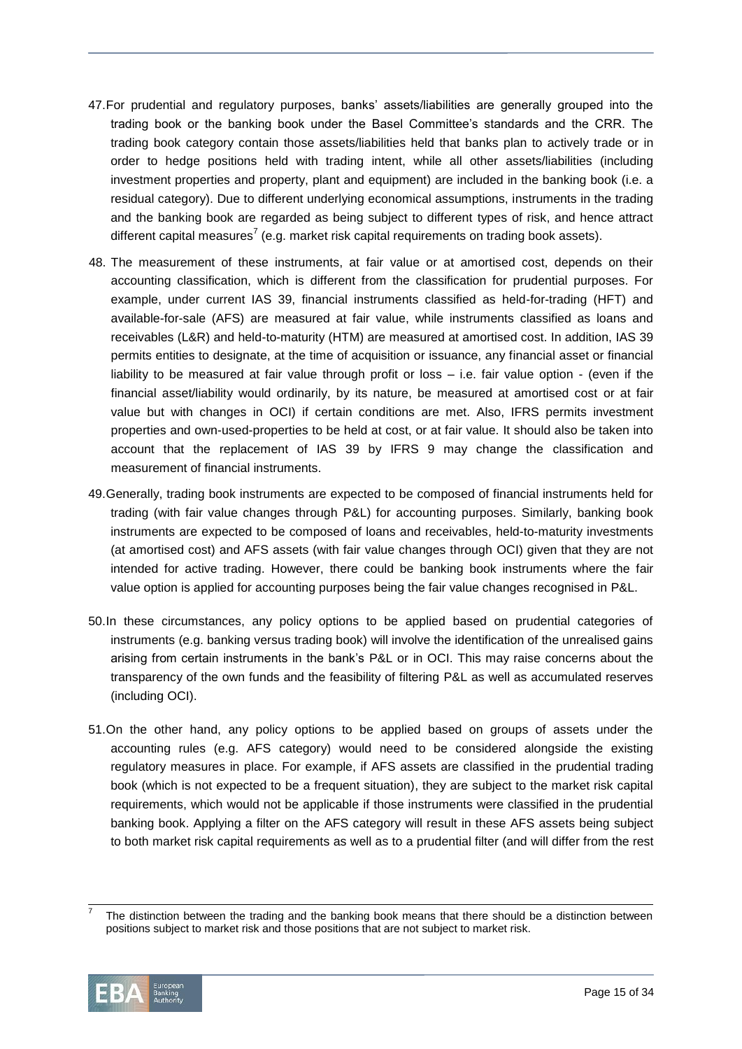47. For prudential and regulatory purposes, banks' assets/liabilities are generally grouped into the trading book or the banking book under the Basel Committee's standards and the CRR. The trading book category contain those assets/liabilities held that banks plan to actively trade or in order to hedge positions held with trading intent, while all other assets/liabilities (including investment properties and property, plant and equipment) are included in the banking book (i.e. a residual category). Due to different underlying economical assumptions, instruments in the trading and the banking book are regarded as being subject to different types of risk, and hence attract different capital measures[7] (e.g. market risk capital requirements on trading book assets).

48. The measurement of these instruments, at fair value or at amortised cost, depends on their accounting classification, which is different from the classification for prudential purposes. For example, under current IAS 39, financial instruments classified as held-for-trading (HFT) and available-for-sale (AFS) are measured at fair value, while instruments classified as loans and receivables (L&R) and held-to-maturity (HTM) are measured at amortised cost. In addition, IAS 39 permits entities to designate, at the time of acquisition or issuance, any financial asset or financial liability to be measured at fair value through profit or loss – i.e. fair value option - (even if the financial asset/liability would ordinarily, by its nature, be measured at amortised cost or at fair value but with changes in OCI) if certain conditions are met. Also, IFRS permits investment properties and own-used-properties to be held at cost, or at fair value. It should also be taken into account that the replacement of IAS 39 by IFRS 9 may change the classification and measurement of financial instruments.

49. Generally, trading book instruments are expected to be composed of financial instruments held for trading (with fair value changes through P&L) for accounting purposes. Similarly, banking book instruments are expected to be composed of loans and receivables, held-to-maturity investments (at amortised cost) and AFS assets (with fair value changes through OCI) given that they are not intended for active trading. However, there could be banking book instruments where the fair value option is applied for accounting purposes being the fair value changes recognised in P&L.

50. In these circumstances, any policy options to be applied based on prudential categories of instruments (e.g. banking versus trading book) will involve the identification of the unrealised gains arising from certain instruments in the bank's P&L or in OCI. This may raise concerns about the transparency of the own funds and the feasibility of filtering P&L as well as accumulated reserves (including OCI).

51. On the other hand, any policy options to be applied based on groups of assets under the accounting rules (e.g. AFS category) would need to be considered alongside the existing regulatory measures in place. For example, if AFS assets are classified in the prudential trading book (which is not expected to be a frequent situation), they are subject to the market risk capital requirements, which would not be applicable if those instruments were classified in the prudential banking book. Applying a filter on the AFS category will result in these AFS assets being subject to both market risk capital requirements as well as to a prudential filter (and will differ from the rest

---

[7] The distinction between the trading and the banking book means that there should be a distinction between positions subject to market risk and those positions that are not subject to market risk.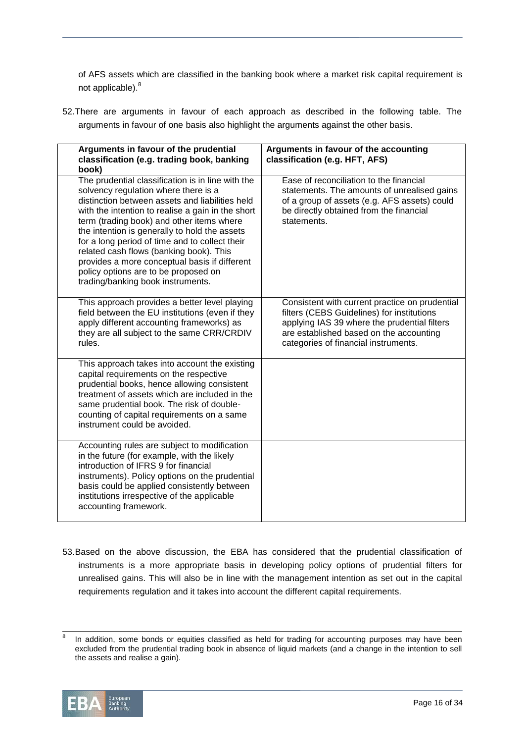of AFS assets which are classified in the banking book where a market risk capital requirement is not applicable).[8]

52. There are arguments in favour of each approach as described in the following table. The arguments in favour of one basis also highlight the arguments against the other basis.

| Arguments in favour of the prudential classification (e.g. trading book, banking book) | Arguments in favour of the accounting classification (e.g. HFT, AFS) |
|---|---|
| The prudential classification is in line with the solvency regulation where there is a distinction between assets and liabilities held with the intention to realise a gain in the short term (trading book) and other items where the intention is generally to hold the assets for a long period of time and to collect their related cash flows (banking book). This provides a more conceptual basis if different policy options are to be proposed on trading/banking book instruments. | Ease of reconciliation to the financial statements. The amounts of unrealised gains of a group of assets (e.g. AFS assets) could be directly obtained from the financial statements. |
| This approach provides a better level playing field between the EU institutions (even if they apply different accounting frameworks) as they are all subject to the same CRR/CRDIV rules. | Consistent with current practice on prudential filters (CEBS Guidelines) for institutions applying IAS 39 where the prudential filters are established based on the accounting categories of financial instruments. |
| This approach takes into account the existing capital requirements on the respective prudential books, hence allowing consistent treatment of assets which are included in the same prudential book. The risk of double-counting of capital requirements on a same instrument could be avoided. | |
| Accounting rules are subject to modification in the future (for example, with the likely introduction of IFRS 9 for financial instruments). Policy options on the prudential basis could be applied consistently between institutions irrespective of the applicable accounting framework. | |

53. Based on the above discussion, the EBA has considered that the prudential classification of instruments is a more appropriate basis in developing policy options of prudential filters for unrealised gains. This will also be in line with the management intention as set out in the capital requirements regulation and it takes into account the different capital requirements.

[8] In addition, some bonds or equities classified as held for trading for accounting purposes may have been excluded from the prudential trading book in absence of liquid markets (and a change in the intention to sell the assets and realise a gain).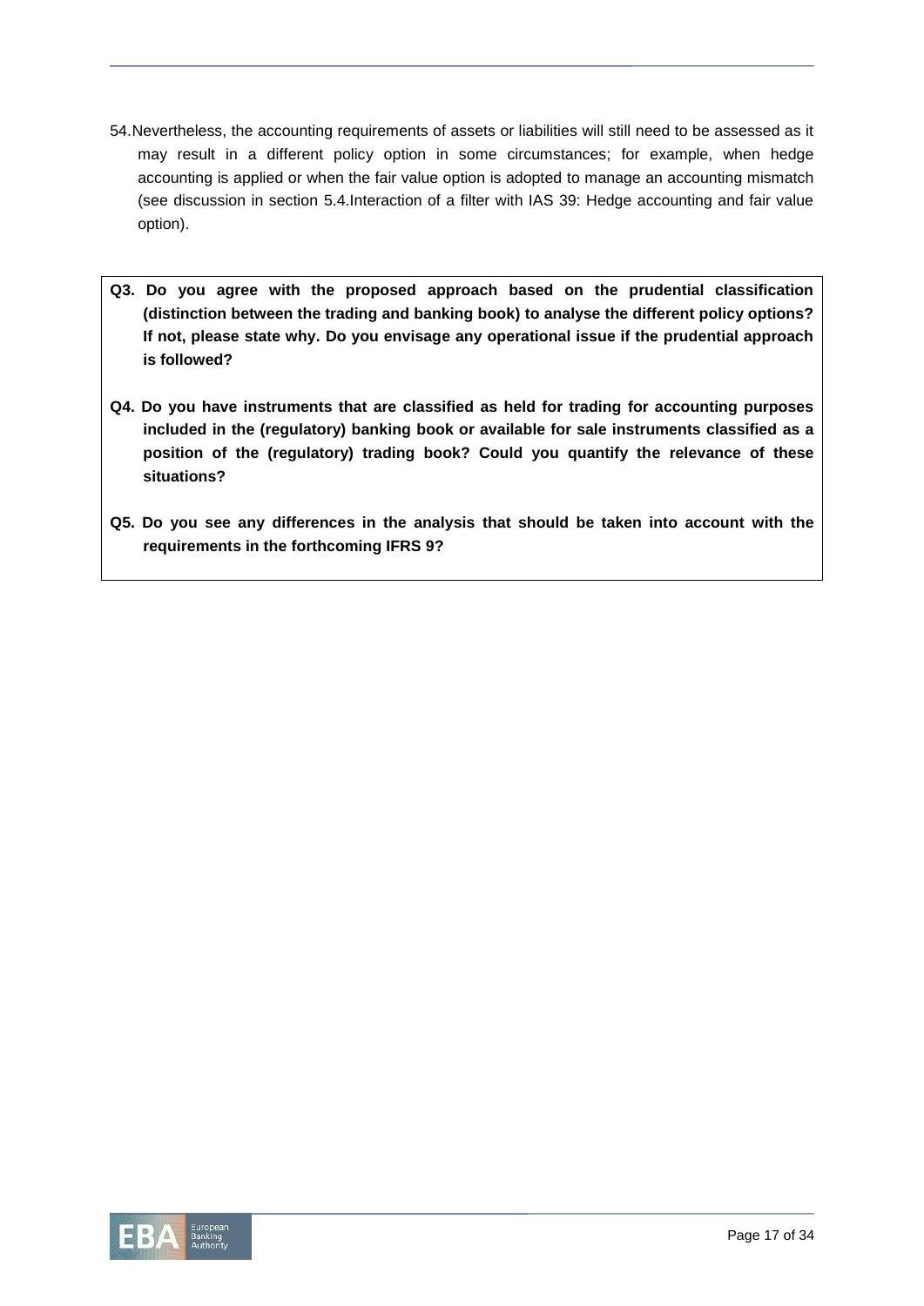54. Nevertheless, the accounting requirements of assets or liabilities will still need to be assessed as it may result in a different policy option in some circumstances; for example, when hedge accounting is applied or when the fair value option is adopted to manage an accounting mismatch (see discussion in section 5.4.Interaction of a filter with IAS 39: Hedge accounting and fair value option).

**Q3. Do you agree with the proposed approach based on the prudential classification (distinction between the trading and banking book) to analyse the different policy options? If not, please state why. Do you envisage any operational issue if the prudential approach is followed?**

**Q4. Do you have instruments that are classified as held for trading for accounting purposes included in the (regulatory) banking book or available for sale instruments classified as a position of the (regulatory) trading book? Could you quantify the relevance of these situations?**

**Q5. Do you see any differences in the analysis that should be taken into account with the requirements in the forthcoming IFRS 9?**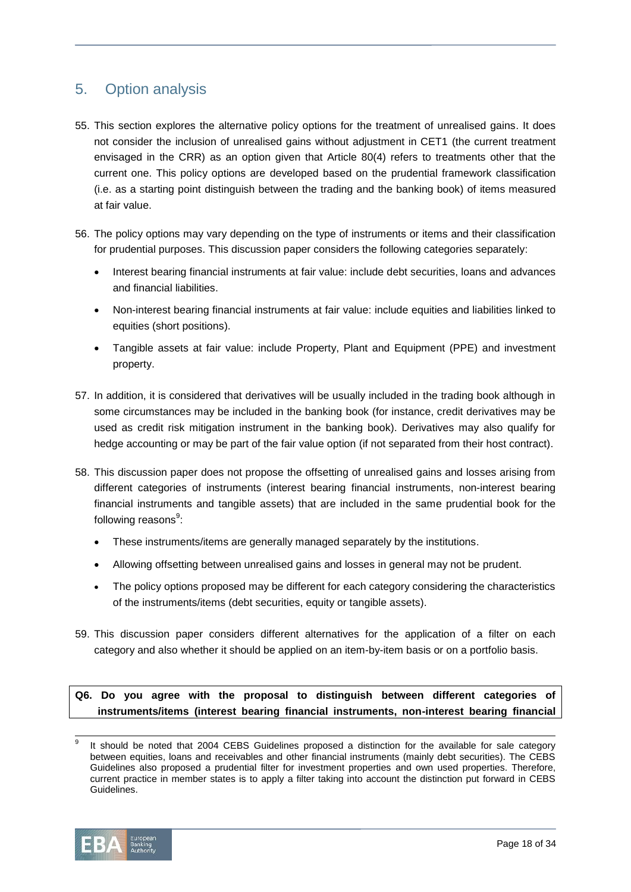## 5. Option analysis

55. This section explores the alternative policy options for the treatment of unrealised gains. It does not consider the inclusion of unrealised gains without adjustment in CET1 (the current treatment envisaged in the CRR) as an option given that Article 80(4) refers to treatments other that the current one. This policy options are developed based on the prudential framework classification (i.e. as a starting point distinguish between the trading and the banking book) of items measured at fair value.

56. The policy options may vary depending on the type of instruments or items and their classification for prudential purposes. This discussion paper considers the following categories separately:

    - Interest bearing financial instruments at fair value: include debt securities, loans and advances and financial liabilities.
    - Non-interest bearing financial instruments at fair value: include equities and liabilities linked to equities (short positions).
    - Tangible assets at fair value: include Property, Plant and Equipment (PPE) and investment property.

57. In addition, it is considered that derivatives will be usually included in the trading book although in some circumstances may be included in the banking book (for instance, credit derivatives may be used as credit risk mitigation instrument in the banking book). Derivatives may also qualify for hedge accounting or may be part of the fair value option (if not separated from their host contract).

58. This discussion paper does not propose the offsetting of unrealised gains and losses arising from different categories of instruments (interest bearing financial instruments, non-interest bearing financial instruments and tangible assets) that are included in the same prudential book for the following reasons[9]:

    - These instruments/items are generally managed separately by the institutions.
    - Allowing offsetting between unrealised gains and losses in general may not be prudent.
    - The policy options proposed may be different for each category considering the characteristics of the instruments/items (debt securities, equity or tangible assets).

59. This discussion paper considers different alternatives for the application of a filter on each category and also whether it should be applied on an item-by-item basis or on a portfolio basis.

**Q6. Do you agree with the proposal to distinguish between different categories of instruments/items (interest bearing financial instruments, non-interest bearing financial**

[9] It should be noted that 2004 CEBS Guidelines proposed a distinction for the available for sale category between equities, loans and receivables and other financial instruments (mainly debt securities). The CEBS Guidelines also proposed a prudential filter for investment properties and own used properties. Therefore, current practice in member states is to apply a filter taking into account the distinction put forward in CEBS Guidelines.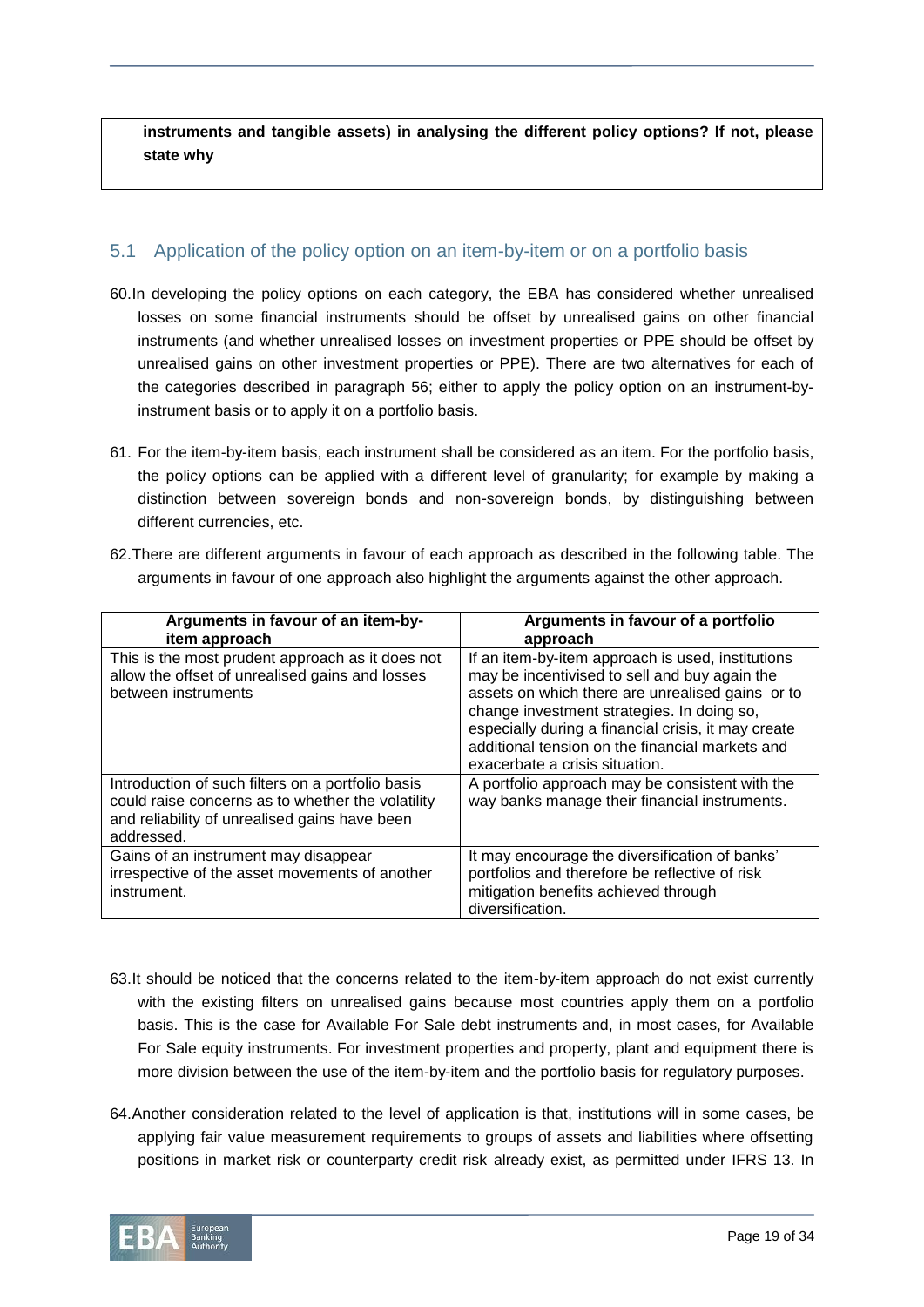**instruments and tangible assets) in analysing the different policy options? If not, please state why**

## 5.1 Application of the policy option on an item-by-item or on a portfolio basis

60. In developing the policy options on each category, the EBA has considered whether unrealised losses on some financial instruments should be offset by unrealised gains on other financial instruments (and whether unrealised losses on investment properties or PPE should be offset by unrealised gains on other investment properties or PPE). There are two alternatives for each of the categories described in paragraph 56; either to apply the policy option on an instrument-by-instrument basis or to apply it on a portfolio basis.

61. For the item-by-item basis, each instrument shall be considered as an item. For the portfolio basis, the policy options can be applied with a different level of granularity; for example by making a distinction between sovereign bonds and non-sovereign bonds, by distinguishing between different currencies, etc.

62. There are different arguments in favour of each approach as described in the following table. The arguments in favour of one approach also highlight the arguments against the other approach.

| Arguments in favour of an item-by-item approach | Arguments in favour of a portfolio approach |
| --- | --- |
| This is the most prudent approach as it does not allow the offset of unrealised gains and losses between instruments | If an item-by-item approach is used, institutions may be incentivised to sell and buy again the assets on which there are unrealised gains or to change investment strategies. In doing so, especially during a financial crisis, it may create additional tension on the financial markets and exacerbate a crisis situation. |
| Introduction of such filters on a portfolio basis could raise concerns as to whether the volatility and reliability of unrealised gains have been addressed. | A portfolio approach may be consistent with the way banks manage their financial instruments. |
| Gains of an instrument may disappear irrespective of the asset movements of another instrument. | It may encourage the diversification of banks' portfolios and therefore be reflective of risk mitigation benefits achieved through diversification. |

63. It should be noticed that the concerns related to the item-by-item approach do not exist currently with the existing filters on unrealised gains because most countries apply them on a portfolio basis. This is the case for Available For Sale debt instruments and, in most cases, for Available For Sale equity instruments. For investment properties and property, plant and equipment there is more division between the use of the item-by-item and the portfolio basis for regulatory purposes.

64. Another consideration related to the level of application is that, institutions will in some cases, be applying fair value measurement requirements to groups of assets and liabilities where offsetting positions in market risk or counterparty credit risk already exist, as permitted under IFRS 13. In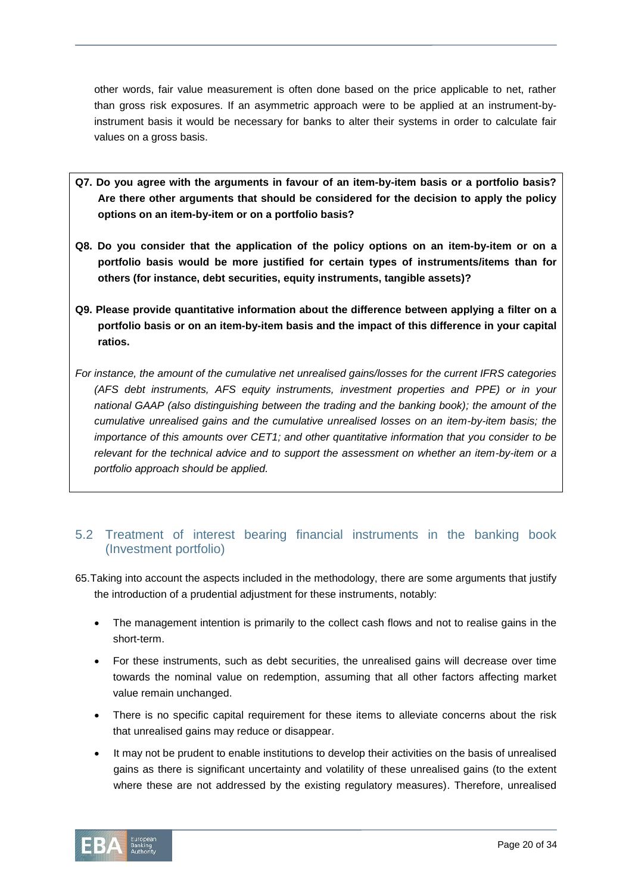other words, fair value measurement is often done based on the price applicable to net, rather than gross risk exposures. If an asymmetric approach were to be applied at an instrument-by-instrument basis it would be necessary for banks to alter their systems in order to calculate fair values on a gross basis.

**Q7. Do you agree with the arguments in favour of an item-by-item basis or a portfolio basis? Are there other arguments that should be considered for the decision to apply the policy options on an item-by-item or on a portfolio basis?**

**Q8. Do you consider that the application of the policy options on an item-by-item or on a portfolio basis would be more justified for certain types of instruments/items than for others (for instance, debt securities, equity instruments, tangible assets)?**

**Q9. Please provide quantitative information about the difference between applying a filter on a portfolio basis or on an item-by-item basis and the impact of this difference in your capital ratios.**

*For instance, the amount of the cumulative net unrealised gains/losses for the current IFRS categories (AFS debt instruments, AFS equity instruments, investment properties and PPE) or in your national GAAP (also distinguishing between the trading and the banking book); the amount of the cumulative unrealised gains and the cumulative unrealised losses on an item-by-item basis; the importance of this amounts over CET1; and other quantitative information that you consider to be relevant for the technical advice and to support the assessment on whether an item-by-item or a portfolio approach should be applied.*

## 5.2 Treatment of interest bearing financial instruments in the banking book (Investment portfolio)

65. Taking into account the aspects included in the methodology, there are some arguments that justify the introduction of a prudential adjustment for these instruments, notably:

- The management intention is primarily to the collect cash flows and not to realise gains in the short-term.
- For these instruments, such as debt securities, the unrealised gains will decrease over time towards the nominal value on redemption, assuming that all other factors affecting market value remain unchanged.
- There is no specific capital requirement for these items to alleviate concerns about the risk that unrealised gains may reduce or disappear.
- It may not be prudent to enable institutions to develop their activities on the basis of unrealised gains as there is significant uncertainty and volatility of these unrealised gains (to the extent where these are not addressed by the existing regulatory measures). Therefore, unrealised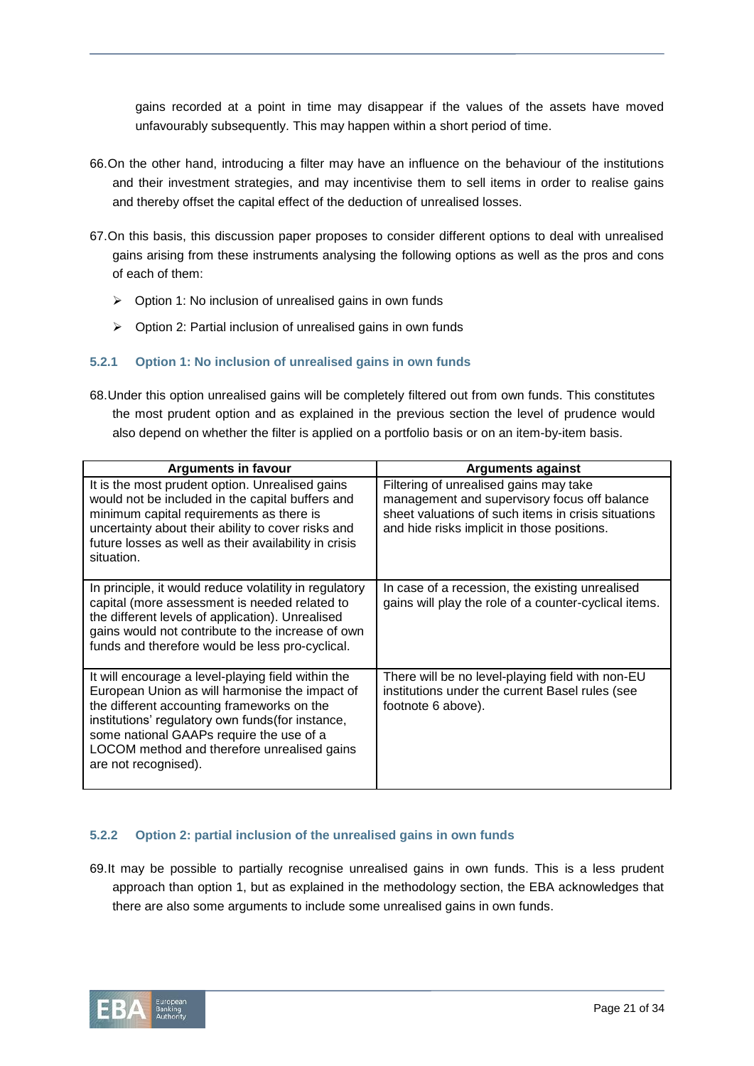gains recorded at a point in time may disappear if the values of the assets have moved unfavourably subsequently. This may happen within a short period of time.

66. On the other hand, introducing a filter may have an influence on the behaviour of the institutions and their investment strategies, and may incentivise them to sell items in order to realise gains and thereby offset the capital effect of the deduction of unrealised losses.

67. On this basis, this discussion paper proposes to consider different options to deal with unrealised gains arising from these instruments analysing the following options as well as the pros and cons of each of them:

- Option 1: No inclusion of unrealised gains in own funds
- Option 2: Partial inclusion of unrealised gains in own funds

### 5.2.1 Option 1: No inclusion of unrealised gains in own funds

68. Under this option unrealised gains will be completely filtered out from own funds. This constitutes the most prudent option and as explained in the previous section the level of prudence would also depend on whether the filter is applied on a portfolio basis or on an item-by-item basis.

| Arguments in favour | Arguments against |
|---|---|
| It is the most prudent option. Unrealised gains would not be included in the capital buffers and minimum capital requirements as there is uncertainty about their ability to cover risks and future losses as well as their availability in crisis situation. | Filtering of unrealised gains may take management and supervisory focus off balance sheet valuations of such items in crisis situations and hide risks implicit in those positions. |
| In principle, it would reduce volatility in regulatory capital (more assessment is needed related to the different levels of application). Unrealised gains would not contribute to the increase of own funds and therefore would be less pro-cyclical. | In case of a recession, the existing unrealised gains will play the role of a counter-cyclical items. |
| It will encourage a level-playing field within the European Union as will harmonise the impact of the different accounting frameworks on the institutions' regulatory own funds(for instance, some national GAAPs require the use of a LOCOM method and therefore unrealised gains are not recognised). | There will be no level-playing field with non-EU institutions under the current Basel rules (see footnote 6 above). |

### 5.2.2 Option 2: partial inclusion of the unrealised gains in own funds

69. It may be possible to partially recognise unrealised gains in own funds. This is a less prudent approach than option 1, but as explained in the methodology section, the EBA acknowledges that there are also some arguments to include some unrealised gains in own funds.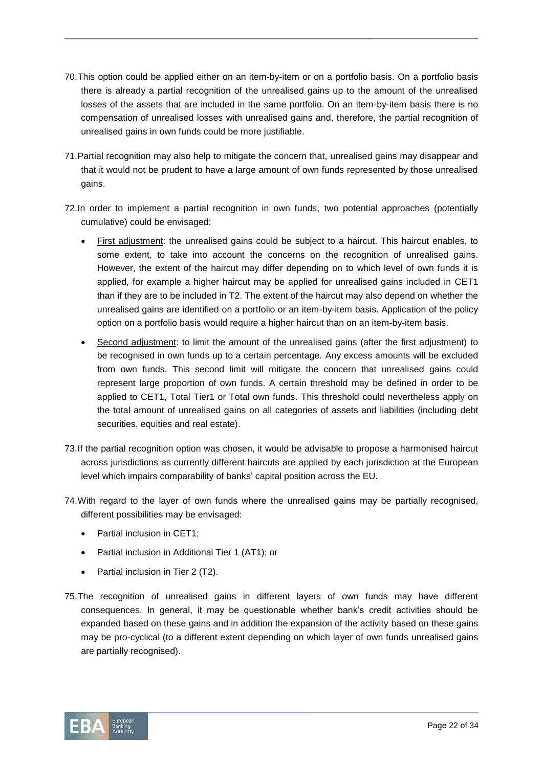70. This option could be applied either on an item-by-item or on a portfolio basis. On a portfolio basis there is already a partial recognition of the unrealised gains up to the amount of the unrealised losses of the assets that are included in the same portfolio. On an item-by-item basis there is no compensation of unrealised losses with unrealised gains and, therefore, the partial recognition of unrealised gains in own funds could be more justifiable.

71. Partial recognition may also help to mitigate the concern that, unrealised gains may disappear and that it would not be prudent to have a large amount of own funds represented by those unrealised gains.

72. In order to implement a partial recognition in own funds, two potential approaches (potentially cumulative) could be envisaged:

   - First adjustment: the unrealised gains could be subject to a haircut. This haircut enables, to some extent, to take into account the concerns on the recognition of unrealised gains. However, the extent of the haircut may differ depending on to which level of own funds it is applied, for example a higher haircut may be applied for unrealised gains included in CET1 than if they are to be included in T2. The extent of the haircut may also depend on whether the unrealised gains are identified on a portfolio or an item-by-item basis. Application of the policy option on a portfolio basis would require a higher haircut than on an item-by-item basis.
   - Second adjustment: to limit the amount of the unrealised gains (after the first adjustment) to be recognised in own funds up to a certain percentage. Any excess amounts will be excluded from own funds. This second limit will mitigate the concern that unrealised gains could represent large proportion of own funds. A certain threshold may be defined in order to be applied to CET1, Total Tier1 or Total own funds. This threshold could nevertheless apply on the total amount of unrealised gains on all categories of assets and liabilities (including debt securities, equities and real estate).

73. If the partial recognition option was chosen, it would be advisable to propose a harmonised haircut across jurisdictions as currently different haircuts are applied by each jurisdiction at the European level which impairs comparability of banks' capital position across the EU.

74. With regard to the layer of own funds where the unrealised gains may be partially recognised, different possibilities may be envisaged:

   - Partial inclusion in CET1;
   - Partial inclusion in Additional Tier 1 (AT1); or
   - Partial inclusion in Tier 2 (T2).

75. The recognition of unrealised gains in different layers of own funds may have different consequences. In general, it may be questionable whether bank's credit activities should be expanded based on these gains and in addition the expansion of the activity based on these gains may be pro-cyclical (to a different extent depending on which layer of own funds unrealised gains are partially recognised).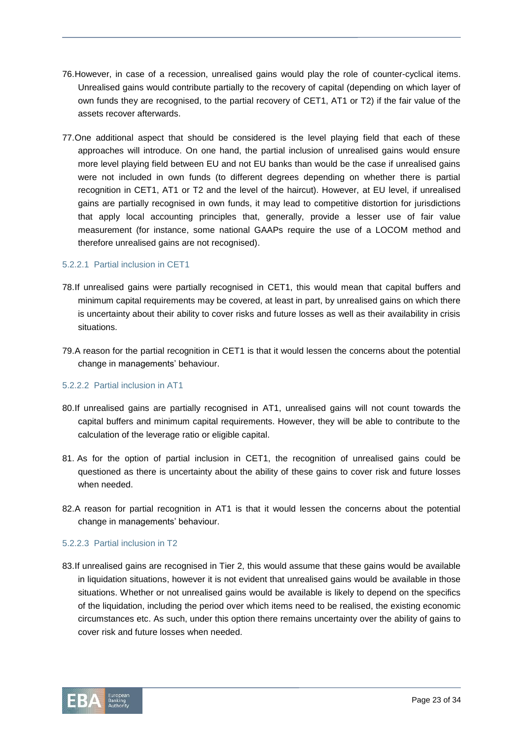76. However, in case of a recession, unrealised gains would play the role of counter-cyclical items. Unrealised gains would contribute partially to the recovery of capital (depending on which layer of own funds they are recognised, to the partial recovery of CET1, AT1 or T2) if the fair value of the assets recover afterwards.

77. One additional aspect that should be considered is the level playing field that each of these approaches will introduce. On one hand, the partial inclusion of unrealised gains would ensure more level playing field between EU and not EU banks than would be the case if unrealised gains were not included in own funds (to different degrees depending on whether there is partial recognition in CET1, AT1 or T2 and the level of the haircut). However, at EU level, if unrealised gains are partially recognised in own funds, it may lead to competitive distortion for jurisdictions that apply local accounting principles that, generally, provide a lesser use of fair value measurement (for instance, some national GAAPs require the use of a LOCOM method and therefore unrealised gains are not recognised).

#### 5.2.2.1 Partial inclusion in CET1

78. If unrealised gains were partially recognised in CET1, this would mean that capital buffers and minimum capital requirements may be covered, at least in part, by unrealised gains on which there is uncertainty about their ability to cover risks and future losses as well as their availability in crisis situations.

79. A reason for the partial recognition in CET1 is that it would lessen the concerns about the potential change in managements' behaviour.

#### 5.2.2.2 Partial inclusion in AT1

80. If unrealised gains are partially recognised in AT1, unrealised gains will not count towards the capital buffers and minimum capital requirements. However, they will be able to contribute to the calculation of the leverage ratio or eligible capital.

81. As for the option of partial inclusion in CET1, the recognition of unrealised gains could be questioned as there is uncertainty about the ability of these gains to cover risk and future losses when needed.

82. A reason for partial recognition in AT1 is that it would lessen the concerns about the potential change in managements' behaviour.

#### 5.2.2.3 Partial inclusion in T2

83. If unrealised gains are recognised in Tier 2, this would assume that these gains would be available in liquidation situations, however it is not evident that unrealised gains would be available in those situations. Whether or not unrealised gains would be available is likely to depend on the specifics of the liquidation, including the period over which items need to be realised, the existing economic circumstances etc. As such, under this option there remains uncertainty over the ability of gains to cover risk and future losses when needed.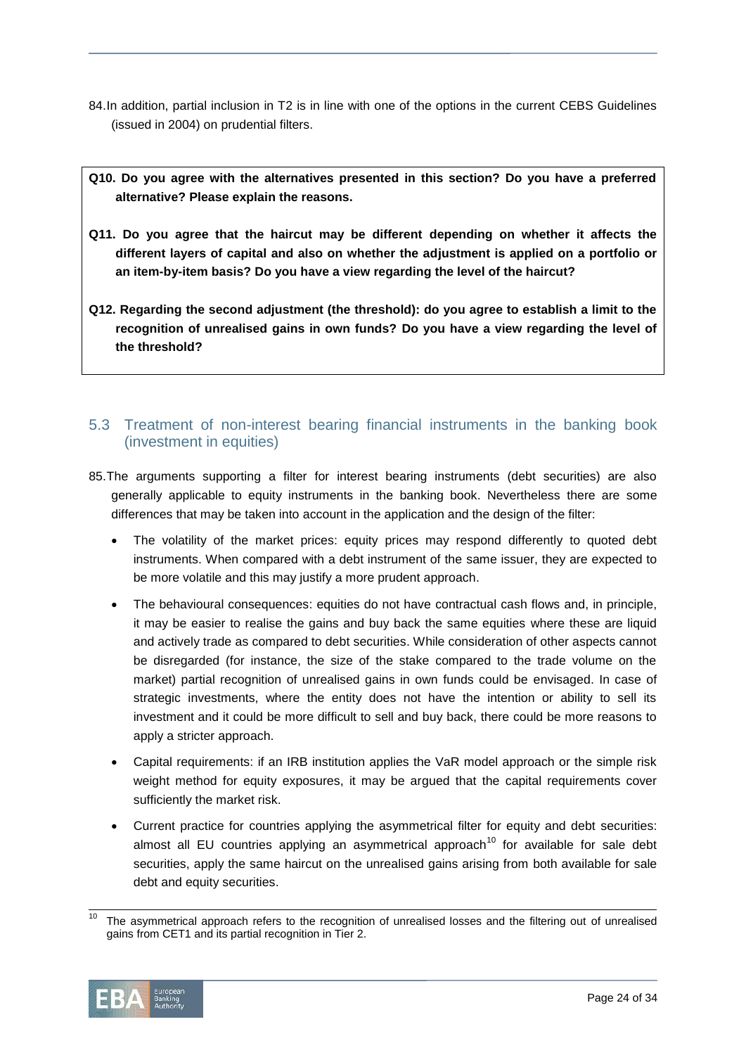84. In addition, partial inclusion in T2 is in line with one of the options in the current CEBS Guidelines (issued in 2004) on prudential filters.

**Q10. Do you agree with the alternatives presented in this section? Do you have a preferred alternative? Please explain the reasons.**

**Q11. Do you agree that the haircut may be different depending on whether it affects the different layers of capital and also on whether the adjustment is applied on a portfolio or an item-by-item basis? Do you have a view regarding the level of the haircut?**

**Q12. Regarding the second adjustment (the threshold): do you agree to establish a limit to the recognition of unrealised gains in own funds? Do you have a view regarding the level of the threshold?**

## 5.3 Treatment of non-interest bearing financial instruments in the banking book (investment in equities)

85. The arguments supporting a filter for interest bearing instruments (debt securities) are also generally applicable to equity instruments in the banking book. Nevertheless there are some differences that may be taken into account in the application and the design of the filter:

- The volatility of the market prices: equity prices may respond differently to quoted debt instruments. When compared with a debt instrument of the same issuer, they are expected to be more volatile and this may justify a more prudent approach.
- The behavioural consequences: equities do not have contractual cash flows and, in principle, it may be easier to realise the gains and buy back the same equities where these are liquid and actively trade as compared to debt securities. While consideration of other aspects cannot be disregarded (for instance, the size of the stake compared to the trade volume on the market) partial recognition of unrealised gains in own funds could be envisaged. In case of strategic investments, where the entity does not have the intention or ability to sell its investment and it could be more difficult to sell and buy back, there could be more reasons to apply a stricter approach.
- Capital requirements: if an IRB institution applies the VaR model approach or the simple risk weight method for equity exposures, it may be argued that the capital requirements cover sufficiently the market risk.
- Current practice for countries applying the asymmetrical filter for equity and debt securities: almost all EU countries applying an asymmetrical approach[10] for available for sale debt securities, apply the same haircut on the unrealised gains arising from both available for sale debt and equity securities.

[10] The asymmetrical approach refers to the recognition of unrealised losses and the filtering out of unrealised gains from CET1 and its partial recognition in Tier 2.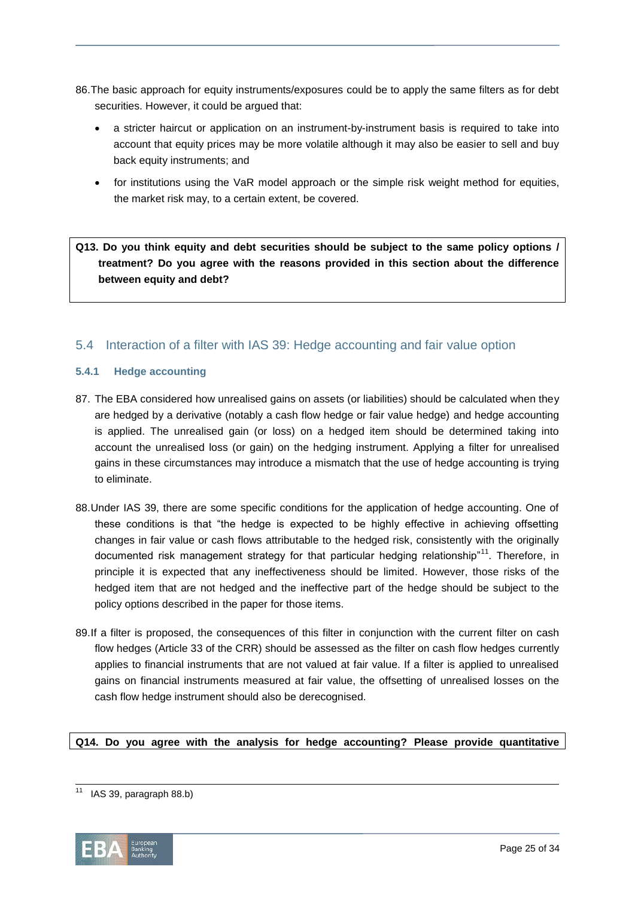86. The basic approach for equity instruments/exposures could be to apply the same filters as for debt securities. However, it could be argued that:

- a stricter haircut or application on an instrument-by-instrument basis is required to take into account that equity prices may be more volatile although it may also be easier to sell and buy back equity instruments; and
- for institutions using the VaR model approach or the simple risk weight method for equities, the market risk may, to a certain extent, be covered.

**Q13. Do you think equity and debt securities should be subject to the same policy options / treatment? Do you agree with the reasons provided in this section about the difference between equity and debt?**

## 5.4 Interaction of a filter with IAS 39: Hedge accounting and fair value option

### 5.4.1 Hedge accounting

87. The EBA considered how unrealised gains on assets (or liabilities) should be calculated when they are hedged by a derivative (notably a cash flow hedge or fair value hedge) and hedge accounting is applied. The unrealised gain (or loss) on a hedged item should be determined taking into account the unrealised loss (or gain) on the hedging instrument. Applying a filter for unrealised gains in these circumstances may introduce a mismatch that the use of hedge accounting is trying to eliminate.

88. Under IAS 39, there are some specific conditions for the application of hedge accounting. One of these conditions is that "the hedge is expected to be highly effective in achieving offsetting changes in fair value or cash flows attributable to the hedged risk, consistently with the originally documented risk management strategy for that particular hedging relationship"[11]. Therefore, in principle it is expected that any ineffectiveness should be limited. However, those risks of the hedged item that are not hedged and the ineffective part of the hedge should be subject to the policy options described in the paper for those items.

89. If a filter is proposed, the consequences of this filter in conjunction with the current filter on cash flow hedges (Article 33 of the CRR) should be assessed as the filter on cash flow hedges currently applies to financial instruments that are not valued at fair value. If a filter is applied to unrealised gains on financial instruments measured at fair value, the offsetting of unrealised losses on the cash flow hedge instrument should also be derecognised.

**Q14. Do you agree with the analysis for hedge accounting? Please provide quantitative**

[11] IAS 39, paragraph 88.b)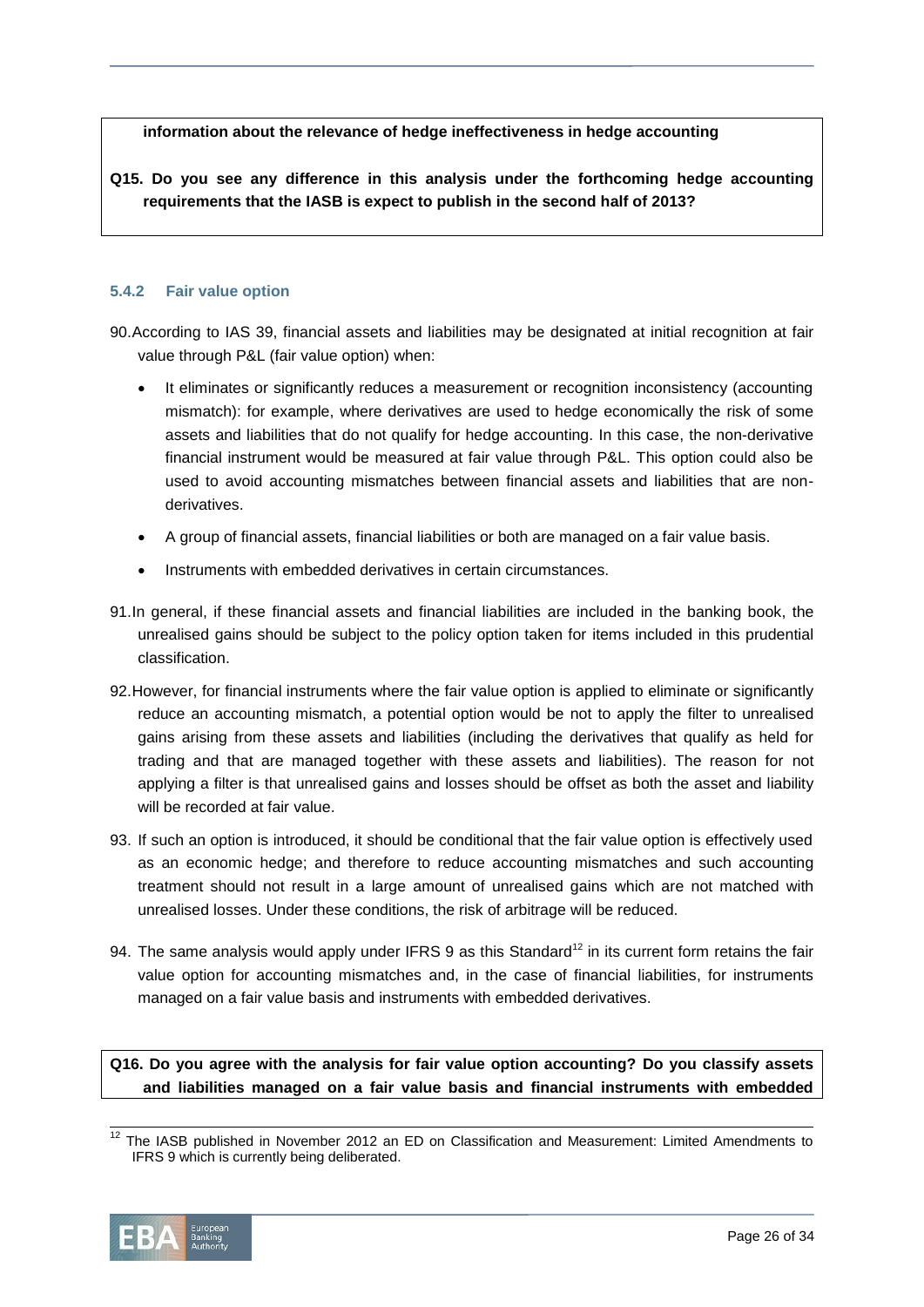**information about the relevance of hedge ineffectiveness in hedge accounting**

**Q15. Do you see any difference in this analysis under the forthcoming hedge accounting requirements that the IASB is expect to publish in the second half of 2013?**

### 5.4.2 Fair value option

90. According to IAS 39, financial assets and liabilities may be designated at initial recognition at fair value through P&L (fair value option) when:

   - It eliminates or significantly reduces a measurement or recognition inconsistency (accounting mismatch): for example, where derivatives are used to hedge economically the risk of some assets and liabilities that do not qualify for hedge accounting. In this case, the non-derivative financial instrument would be measured at fair value through P&L. This option could also be used to avoid accounting mismatches between financial assets and liabilities that are non-derivatives.
   - A group of financial assets, financial liabilities or both are managed on a fair value basis.
   - Instruments with embedded derivatives in certain circumstances.

91. In general, if these financial assets and financial liabilities are included in the banking book, the unrealised gains should be subject to the policy option taken for items included in this prudential classification.

92. However, for financial instruments where the fair value option is applied to eliminate or significantly reduce an accounting mismatch, a potential option would be not to apply the filter to unrealised gains arising from these assets and liabilities (including the derivatives that qualify as held for trading and that are managed together with these assets and liabilities). The reason for not applying a filter is that unrealised gains and losses should be offset as both the asset and liability will be recorded at fair value.

93. If such an option is introduced, it should be conditional that the fair value option is effectively used as an economic hedge; and therefore to reduce accounting mismatches and such accounting treatment should not result in a large amount of unrealised gains which are not matched with unrealised losses. Under these conditions, the risk of arbitrage will be reduced.

94. The same analysis would apply under IFRS 9 as this Standard[12] in its current form retains the fair value option for accounting mismatches and, in the case of financial liabilities, for instruments managed on a fair value basis and instruments with embedded derivatives.

**Q16. Do you agree with the analysis for fair value option accounting? Do you classify assets and liabilities managed on a fair value basis and financial instruments with embedded**

[12] The IASB published in November 2012 an ED on Classification and Measurement: Limited Amendments to IFRS 9 which is currently being deliberated.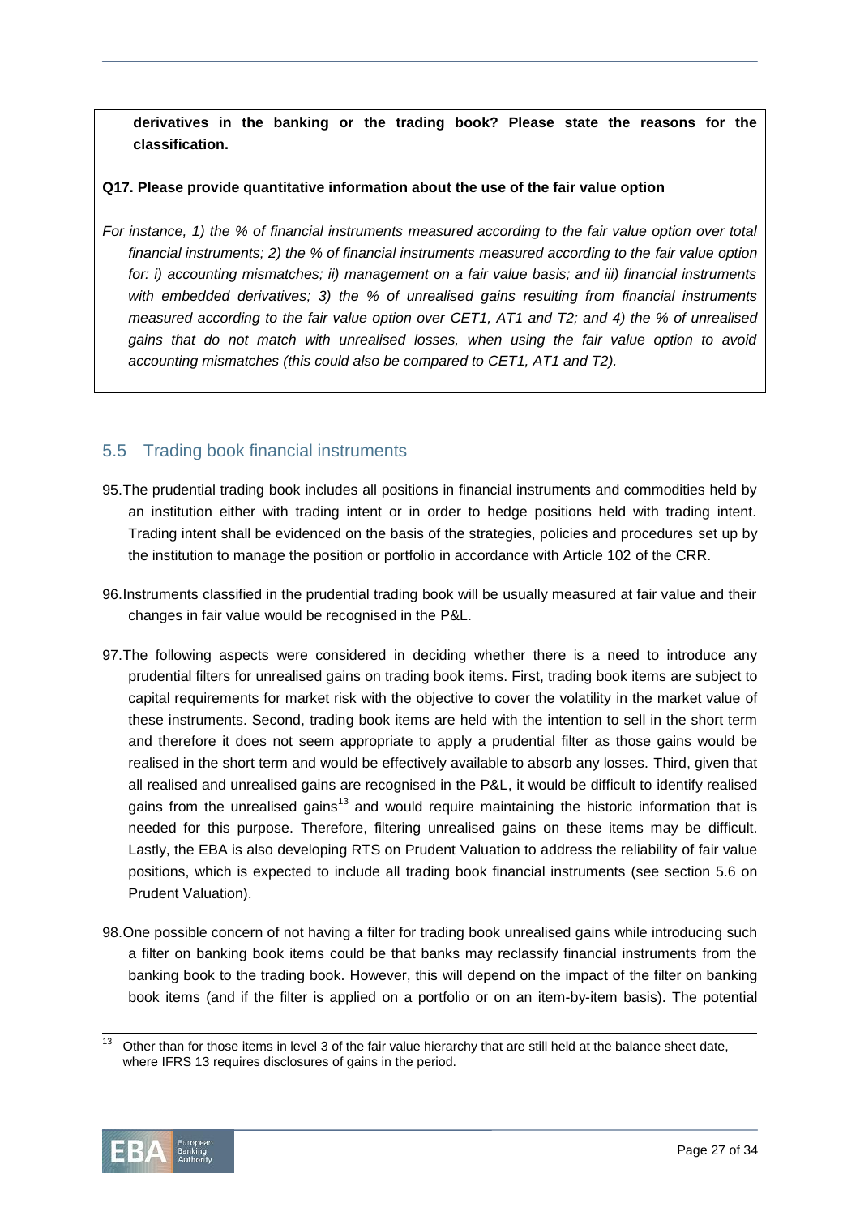**derivatives in the banking or the trading book? Please state the reasons for the classification.**

**Q17. Please provide quantitative information about the use of the fair value option**

*For instance, 1) the % of financial instruments measured according to the fair value option over total financial instruments; 2) the % of financial instruments measured according to the fair value option for: i) accounting mismatches; ii) management on a fair value basis; and iii) financial instruments with embedded derivatives; 3) the % of unrealised gains resulting from financial instruments measured according to the fair value option over CET1, AT1 and T2; and 4) the % of unrealised gains that do not match with unrealised losses, when using the fair value option to avoid accounting mismatches (this could also be compared to CET1, AT1 and T2).*

## 5.5 Trading book financial instruments

95. The prudential trading book includes all positions in financial instruments and commodities held by an institution either with trading intent or in order to hedge positions held with trading intent. Trading intent shall be evidenced on the basis of the strategies, policies and procedures set up by the institution to manage the position or portfolio in accordance with Article 102 of the CRR.

96. Instruments classified in the prudential trading book will be usually measured at fair value and their changes in fair value would be recognised in the P&L.

97. The following aspects were considered in deciding whether there is a need to introduce any prudential filters for unrealised gains on trading book items. First, trading book items are subject to capital requirements for market risk with the objective to cover the volatility in the market value of these instruments. Second, trading book items are held with the intention to sell in the short term and therefore it does not seem appropriate to apply a prudential filter as those gains would be realised in the short term and would be effectively available to absorb any losses. Third, given that all realised and unrealised gains are recognised in the P&L, it would be difficult to identify realised gains from the unrealised gains[13] and would require maintaining the historic information that is needed for this purpose. Therefore, filtering unrealised gains on these items may be difficult. Lastly, the EBA is also developing RTS on Prudent Valuation to address the reliability of fair value positions, which is expected to include all trading book financial instruments (see section 5.6 on Prudent Valuation).

98. One possible concern of not having a filter for trading book unrealised gains while introducing such a filter on banking book items could be that banks may reclassify financial instruments from the banking book to the trading book. However, this will depend on the impact of the filter on banking book items (and if the filter is applied on a portfolio or on an item-by-item basis). The potential

[13] Other than for those items in level 3 of the fair value hierarchy that are still held at the balance sheet date, where IFRS 13 requires disclosures of gains in the period.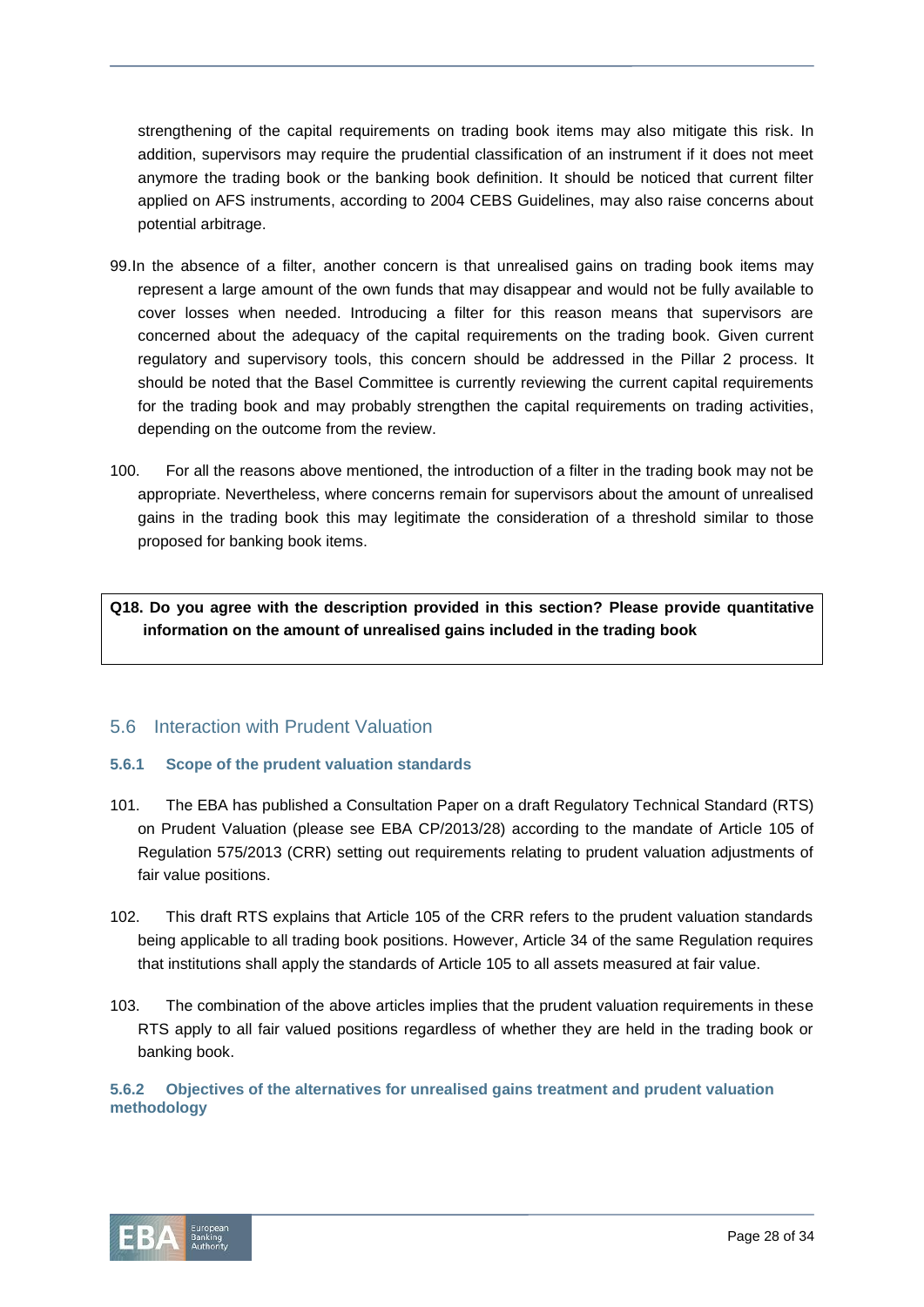strengthening of the capital requirements on trading book items may also mitigate this risk. In addition, supervisors may require the prudential classification of an instrument if it does not meet anymore the trading book or the banking book definition. It should be noticed that current filter applied on AFS instruments, according to 2004 CEBS Guidelines, may also raise concerns about potential arbitrage.

99. In the absence of a filter, another concern is that unrealised gains on trading book items may represent a large amount of the own funds that may disappear and would not be fully available to cover losses when needed. Introducing a filter for this reason means that supervisors are concerned about the adequacy of the capital requirements on the trading book. Given current regulatory and supervisory tools, this concern should be addressed in the Pillar 2 process. It should be noted that the Basel Committee is currently reviewing the current capital requirements for the trading book and may probably strengthen the capital requirements on trading activities, depending on the outcome from the review.

100. For all the reasons above mentioned, the introduction of a filter in the trading book may not be appropriate. Nevertheless, where concerns remain for supervisors about the amount of unrealised gains in the trading book this may legitimate the consideration of a threshold similar to those proposed for banking book items.

**Q18. Do you agree with the description provided in this section? Please provide quantitative information on the amount of unrealised gains included in the trading book**

## 5.6 Interaction with Prudent Valuation

### 5.6.1 Scope of the prudent valuation standards

101. The EBA has published a Consultation Paper on a draft Regulatory Technical Standard (RTS) on Prudent Valuation (please see EBA CP/2013/28) according to the mandate of Article 105 of Regulation 575/2013 (CRR) setting out requirements relating to prudent valuation adjustments of fair value positions.

102. This draft RTS explains that Article 105 of the CRR refers to the prudent valuation standards being applicable to all trading book positions. However, Article 34 of the same Regulation requires that institutions shall apply the standards of Article 105 to all assets measured at fair value.

103. The combination of the above articles implies that the prudent valuation requirements in these RTS apply to all fair valued positions regardless of whether they are held in the trading book or banking book.

### 5.6.2 Objectives of the alternatives for unrealised gains treatment and prudent valuation methodology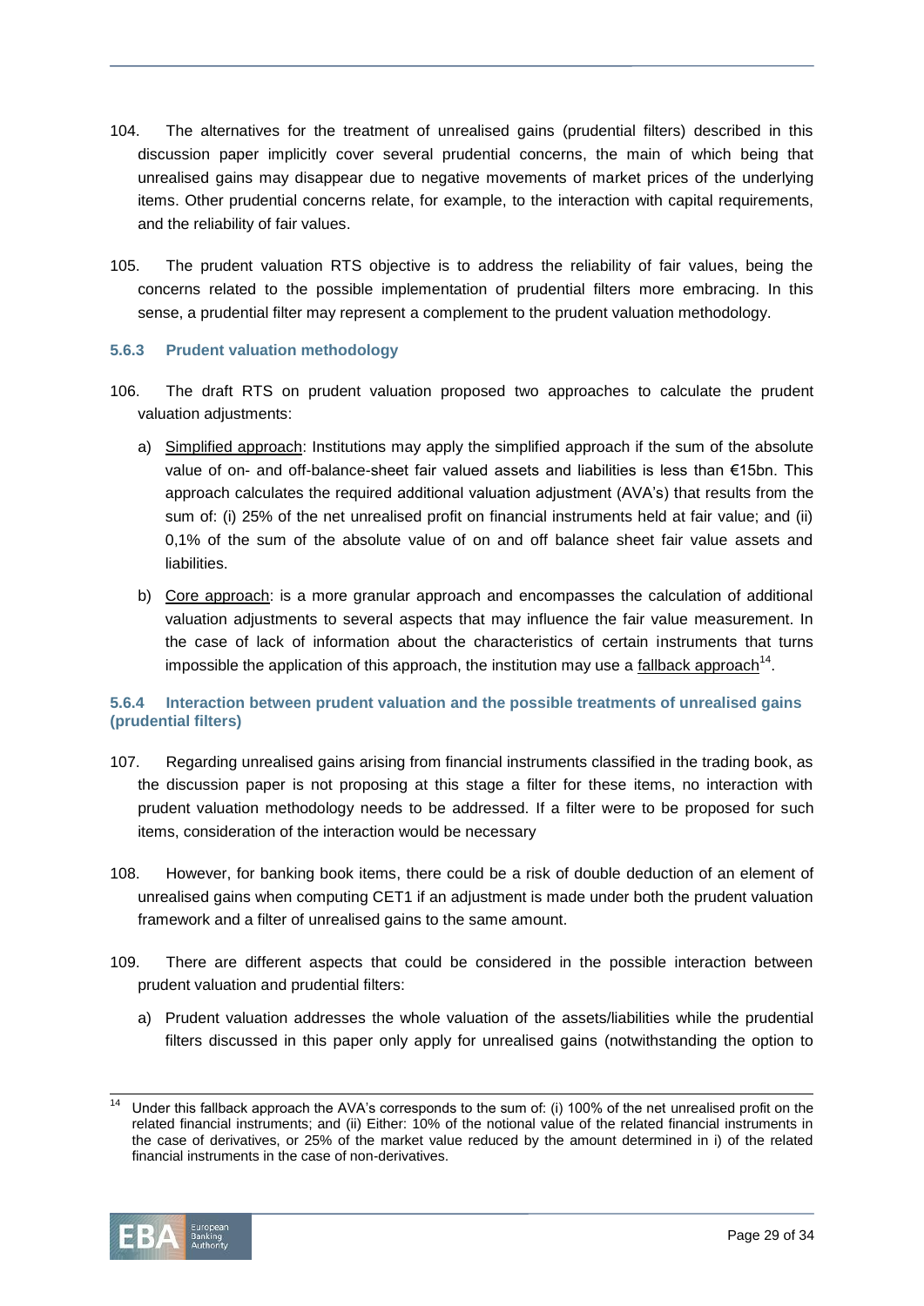104. The alternatives for the treatment of unrealised gains (prudential filters) described in this discussion paper implicitly cover several prudential concerns, the main of which being that unrealised gains may disappear due to negative movements of market prices of the underlying items. Other prudential concerns relate, for example, to the interaction with capital requirements, and the reliability of fair values.

105. The prudent valuation RTS objective is to address the reliability of fair values, being the concerns related to the possible implementation of prudential filters more embracing. In this sense, a prudential filter may represent a complement to the prudent valuation methodology.

### 5.6.3 Prudent valuation methodology

106. The draft RTS on prudent valuation proposed two approaches to calculate the prudent valuation adjustments:

a) Simplified approach: Institutions may apply the simplified approach if the sum of the absolute value of on- and off-balance-sheet fair valued assets and liabilities is less than €15bn. This approach calculates the required additional valuation adjustment (AVA's) that results from the sum of: (i) 25% of the net unrealised profit on financial instruments held at fair value; and (ii) 0,1% of the sum of the absolute value of on and off balance sheet fair value assets and liabilities.

b) Core approach: is a more granular approach and encompasses the calculation of additional valuation adjustments to several aspects that may influence the fair value measurement. In the case of lack of information about the characteristics of certain instruments that turns impossible the application of this approach, the institution may use a fallback approach[14].

### 5.6.4 Interaction between prudent valuation and the possible treatments of unrealised gains (prudential filters)

107. Regarding unrealised gains arising from financial instruments classified in the trading book, as the discussion paper is not proposing at this stage a filter for these items, no interaction with prudent valuation methodology needs to be addressed. If a filter were to be proposed for such items, consideration of the interaction would be necessary

108. However, for banking book items, there could be a risk of double deduction of an element of unrealised gains when computing CET1 if an adjustment is made under both the prudent valuation framework and a filter of unrealised gains to the same amount.

109. There are different aspects that could be considered in the possible interaction between prudent valuation and prudential filters:

a) Prudent valuation addresses the whole valuation of the assets/liabilities while the prudential filters discussed in this paper only apply for unrealised gains (notwithstanding the option to

---

[14] Under this fallback approach the AVA's corresponds to the sum of: (i) 100% of the net unrealised profit on the related financial instruments; and (ii) Either: 10% of the notional value of the related financial instruments in the case of derivatives, or 25% of the market value reduced by the amount determined in i) of the related financial instruments in the case of non-derivatives.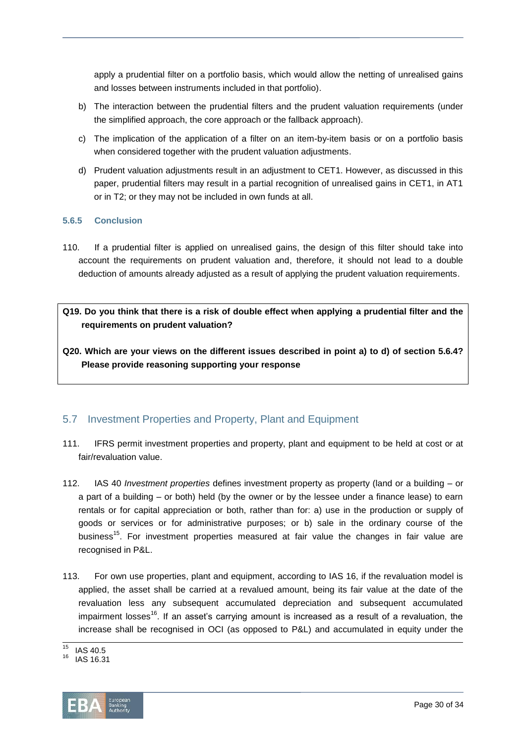apply a prudential filter on a portfolio basis, which would allow the netting of unrealised gains and losses between instruments included in that portfolio).

b) The interaction between the prudential filters and the prudent valuation requirements (under the simplified approach, the core approach or the fallback approach).

c) The implication of the application of a filter on an item-by-item basis or on a portfolio basis when considered together with the prudent valuation adjustments.

d) Prudent valuation adjustments result in an adjustment to CET1. However, as discussed in this paper, prudential filters may result in a partial recognition of unrealised gains in CET1, in AT1 or in T2; or they may not be included in own funds at all.

#### 5.6.5 Conclusion

110. If a prudential filter is applied on unrealised gains, the design of this filter should take into account the requirements on prudent valuation and, therefore, it should not lead to a double deduction of amounts already adjusted as a result of applying the prudent valuation requirements.

**Q19. Do you think that there is a risk of double effect when applying a prudential filter and the requirements on prudent valuation?**

**Q20. Which are your views on the different issues described in point a) to d) of section 5.6.4? Please provide reasoning supporting your response**

## 5.7 Investment Properties and Property, Plant and Equipment

111. IFRS permit investment properties and property, plant and equipment to be held at cost or at fair/revaluation value.

112. IAS 40 *Investment properties* defines investment property as property (land or a building – or a part of a building – or both) held (by the owner or by the lessee under a finance lease) to earn rentals or for capital appreciation or both, rather than for: a) use in the production or supply of goods or services or for administrative purposes; or b) sale in the ordinary course of the business[15]. For investment properties measured at fair value the changes in fair value are recognised in P&L.

113. For own use properties, plant and equipment, according to IAS 16, if the revaluation model is applied, the asset shall be carried at a revalued amount, being its fair value at the date of the revaluation less any subsequent accumulated depreciation and subsequent accumulated impairment losses[16]. If an asset's carrying amount is increased as a result of a revaluation, the increase shall be recognised in OCI (as opposed to P&L) and accumulated in equity under the

[15] IAS 40.5

[16] IAS 16.31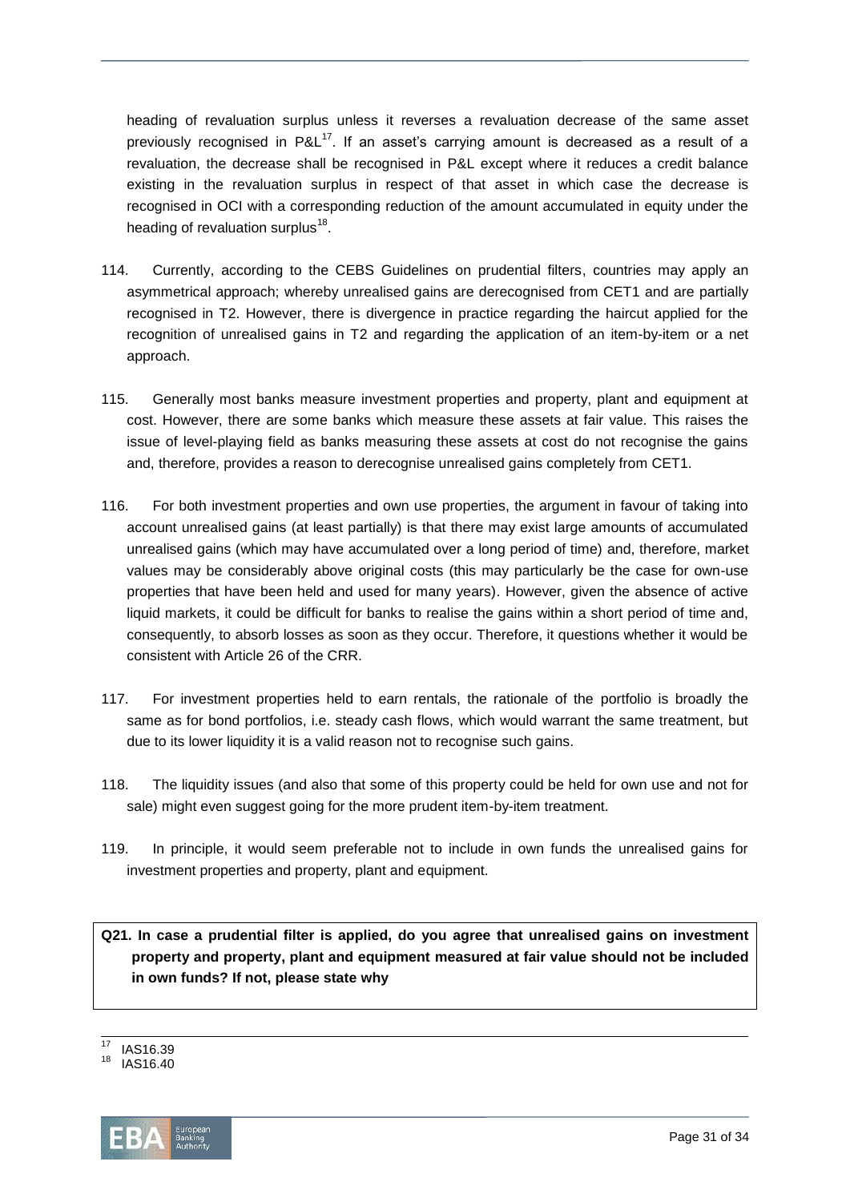heading of revaluation surplus unless it reverses a revaluation decrease of the same asset previously recognised in P&L[17]. If an asset's carrying amount is decreased as a result of a revaluation, the decrease shall be recognised in P&L except where it reduces a credit balance existing in the revaluation surplus in respect of that asset in which case the decrease is recognised in OCI with a corresponding reduction of the amount accumulated in equity under the heading of revaluation surplus[18].

114. Currently, according to the CEBS Guidelines on prudential filters, countries may apply an asymmetrical approach; whereby unrealised gains are derecognised from CET1 and are partially recognised in T2. However, there is divergence in practice regarding the haircut applied for the recognition of unrealised gains in T2 and regarding the application of an item-by-item or a net approach.

115. Generally most banks measure investment properties and property, plant and equipment at cost. However, there are some banks which measure these assets at fair value. This raises the issue of level-playing field as banks measuring these assets at cost do not recognise the gains and, therefore, provides a reason to derecognise unrealised gains completely from CET1.

116. For both investment properties and own use properties, the argument in favour of taking into account unrealised gains (at least partially) is that there may exist large amounts of accumulated unrealised gains (which may have accumulated over a long period of time) and, therefore, market values may be considerably above original costs (this may particularly be the case for own-use properties that have been held and used for many years). However, given the absence of active liquid markets, it could be difficult for banks to realise the gains within a short period of time and, consequently, to absorb losses as soon as they occur. Therefore, it questions whether it would be consistent with Article 26 of the CRR.

117. For investment properties held to earn rentals, the rationale of the portfolio is broadly the same as for bond portfolios, i.e. steady cash flows, which would warrant the same treatment, but due to its lower liquidity it is a valid reason not to recognise such gains.

118. The liquidity issues (and also that some of this property could be held for own use and not for sale) might even suggest going for the more prudent item-by-item treatment.

119. In principle, it would seem preferable not to include in own funds the unrealised gains for investment properties and property, plant and equipment.

**Q21. In case a prudential filter is applied, do you agree that unrealised gains on investment property and property, plant and equipment measured at fair value should not be included in own funds? If not, please state why**

---

[17] IAS16.39

[18] IAS16.40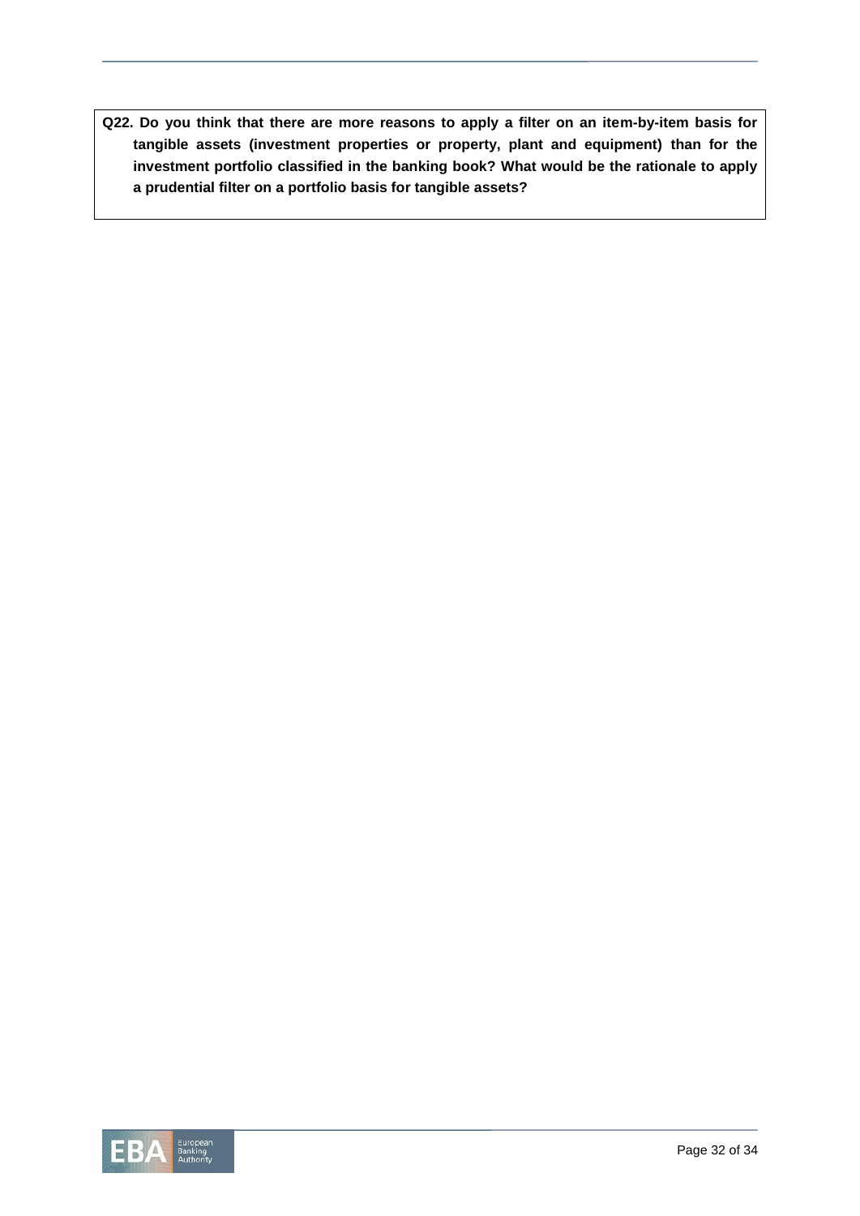**Q22. Do you think that there are more reasons to apply a filter on an item-by-item basis for tangible assets (investment properties or property, plant and equipment) than for the investment portfolio classified in the banking book? What would be the rationale to apply a prudential filter on a portfolio basis for tangible assets?**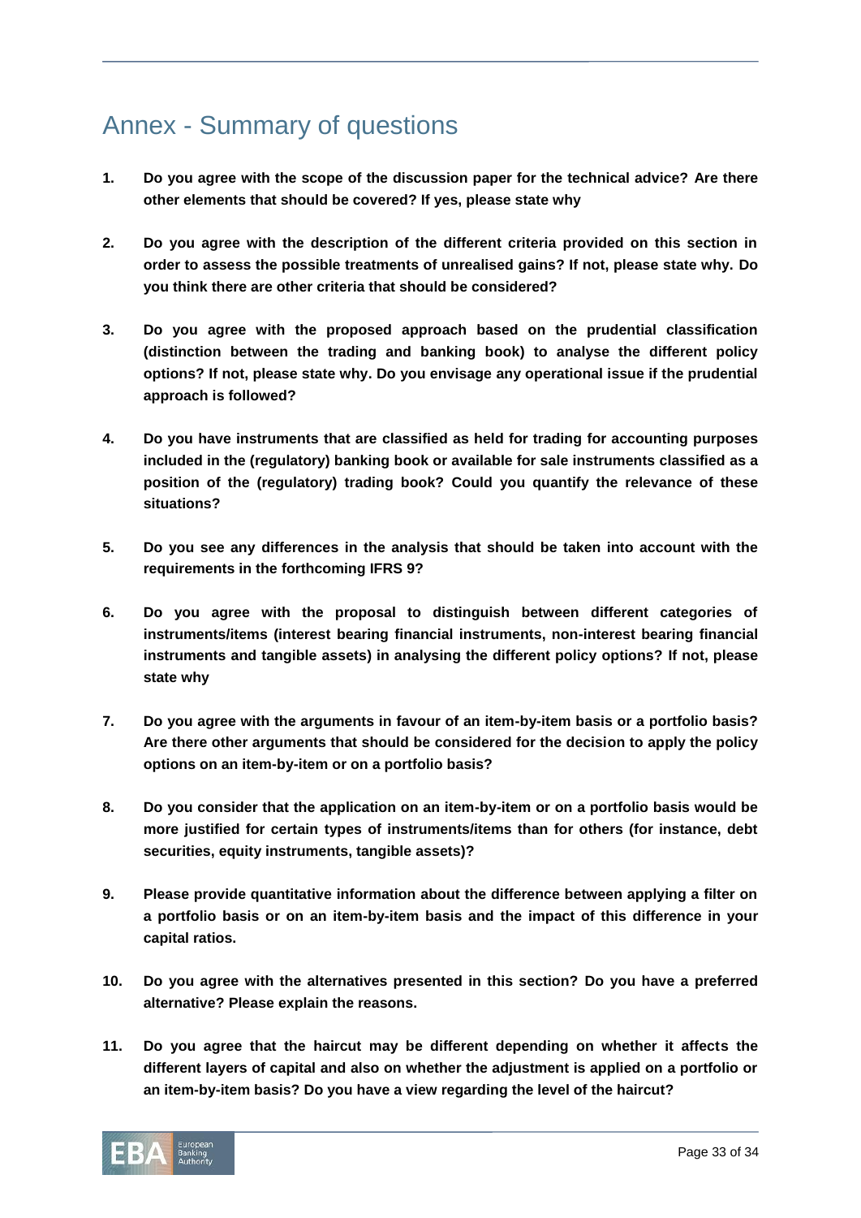# Annex - Summary of questions

1. **Do you agree with the scope of the discussion paper for the technical advice? Are there other elements that should be covered? If yes, please state why**

2. **Do you agree with the description of the different criteria provided on this section in order to assess the possible treatments of unrealised gains? If not, please state why. Do you think there are other criteria that should be considered?**

3. **Do you agree with the proposed approach based on the prudential classification (distinction between the trading and banking book) to analyse the different policy options? If not, please state why. Do you envisage any operational issue if the prudential approach is followed?**

4. **Do you have instruments that are classified as held for trading for accounting purposes included in the (regulatory) banking book or available for sale instruments classified as a position of the (regulatory) trading book? Could you quantify the relevance of these situations?**

5. **Do you see any differences in the analysis that should be taken into account with the requirements in the forthcoming IFRS 9?**

6. **Do you agree with the proposal to distinguish between different categories of instruments/items (interest bearing financial instruments, non-interest bearing financial instruments and tangible assets) in analysing the different policy options? If not, please state why**

7. **Do you agree with the arguments in favour of an item-by-item basis or a portfolio basis? Are there other arguments that should be considered for the decision to apply the policy options on an item-by-item or on a portfolio basis?**

8. **Do you consider that the application on an item-by-item or on a portfolio basis would be more justified for certain types of instruments/items than for others (for instance, debt securities, equity instruments, tangible assets)?**

9. **Please provide quantitative information about the difference between applying a filter on a portfolio basis or on an item-by-item basis and the impact of this difference in your capital ratios.**

10. **Do you agree with the alternatives presented in this section? Do you have a preferred alternative? Please explain the reasons.**

11. **Do you agree that the haircut may be different depending on whether it affects the different layers of capital and also on whether the adjustment is applied on a portfolio or an item-by-item basis? Do you have a view regarding the level of the haircut?**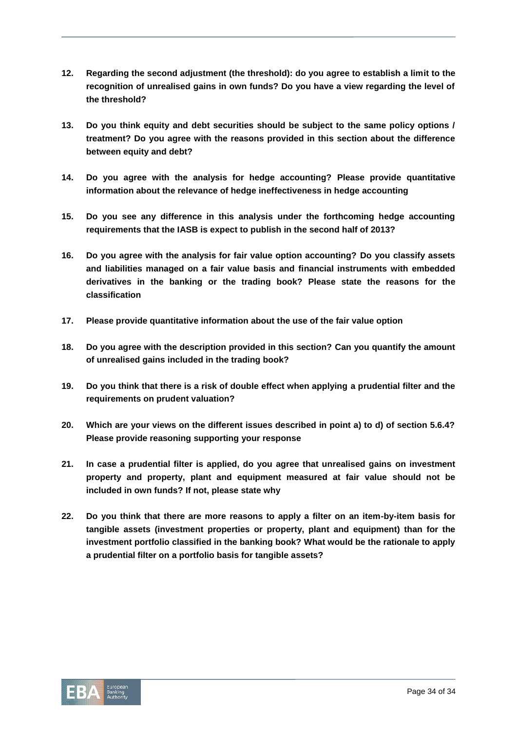12. **Regarding the second adjustment (the threshold): do you agree to establish a limit to the recognition of unrealised gains in own funds? Do you have a view regarding the level of the threshold?**

13. **Do you think equity and debt securities should be subject to the same policy options / treatment? Do you agree with the reasons provided in this section about the difference between equity and debt?**

14. **Do you agree with the analysis for hedge accounting? Please provide quantitative information about the relevance of hedge ineffectiveness in hedge accounting**

15. **Do you see any difference in this analysis under the forthcoming hedge accounting requirements that the IASB is expect to publish in the second half of 2013?**

16. **Do you agree with the analysis for fair value option accounting? Do you classify assets and liabilities managed on a fair value basis and financial instruments with embedded derivatives in the banking or the trading book? Please state the reasons for the classification**

17. **Please provide quantitative information about the use of the fair value option**

18. **Do you agree with the description provided in this section? Can you quantify the amount of unrealised gains included in the trading book?**

19. **Do you think that there is a risk of double effect when applying a prudential filter and the requirements on prudent valuation?**

20. **Which are your views on the different issues described in point a) to d) of section 5.6.4? Please provide reasoning supporting your response**

21. **In case a prudential filter is applied, do you agree that unrealised gains on investment property and property, plant and equipment measured at fair value should not be included in own funds? If not, please state why**

22. **Do you think that there are more reasons to apply a filter on an item-by-item basis for tangible assets (investment properties or property, plant and equipment) than for the investment portfolio classified in the banking book? What would be the rationale to apply a prudential filter on a portfolio basis for tangible assets?**